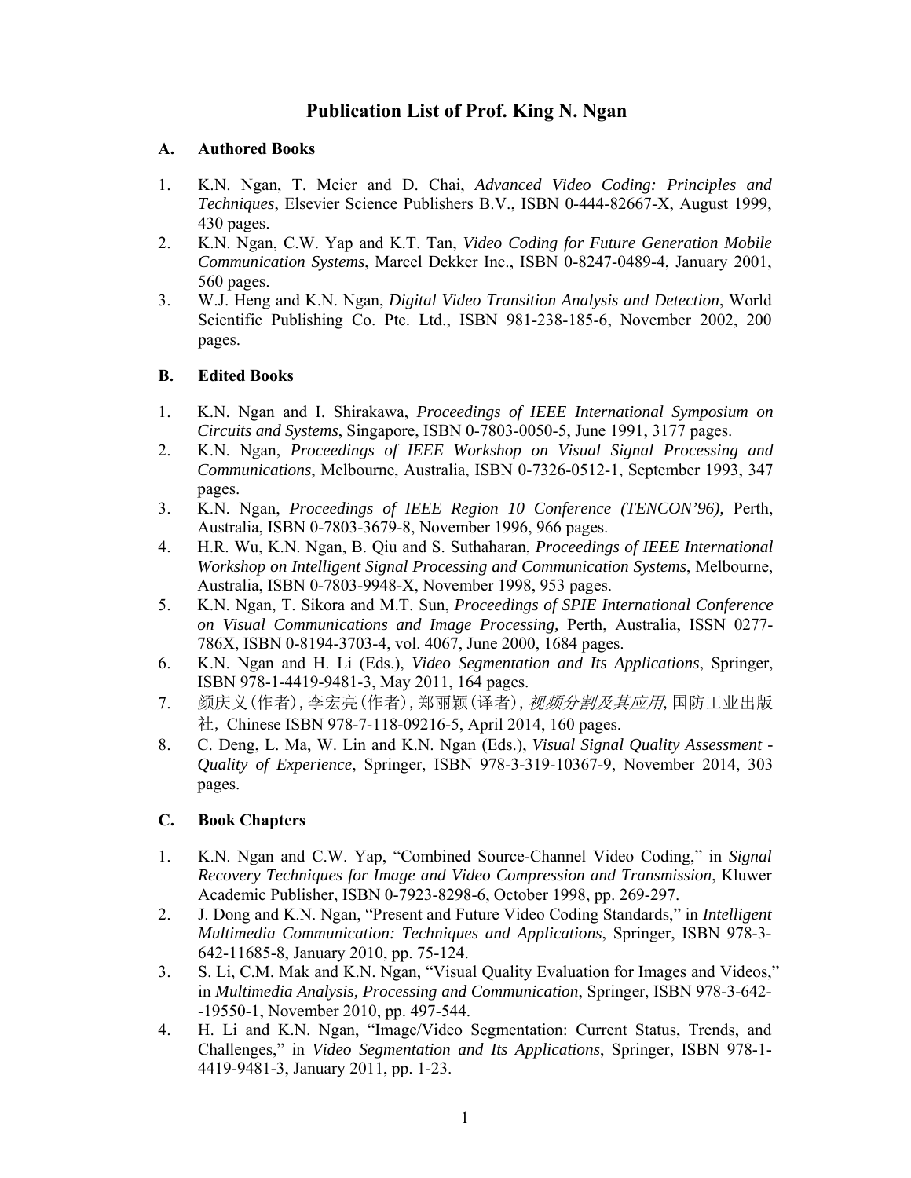# Publication List of Prof. King N. Ngan

## A. Authored Books

1. K.N. Ngan, T. Meier and D. Chai, *Advanced Video Coding: Principles and Techniques*, Elsevier Science Publishers B.V., ISBN 0-444-82667-X, August 1999, 430 pages.
2. K.N. Ngan, C.W. Yap and K.T. Tan, *Video Coding for Future Generation Mobile Communication Systems*, Marcel Dekker Inc., ISBN 0-8247-0489-4, January 2001, 560 pages.
3. W.J. Heng and K.N. Ngan, *Digital Video Transition Analysis and Detection*, World Scientific Publishing Co. Pte. Ltd., ISBN 981-238-185-6, November 2002, 200 pages.

## B. Edited Books

1. K.N. Ngan and I. Shirakawa, *Proceedings of IEEE International Symposium on Circuits and Systems*, Singapore, ISBN 0-7803-0050-5, June 1991, 3177 pages.
2. K.N. Ngan, *Proceedings of IEEE Workshop on Visual Signal Processing and Communications*, Melbourne, Australia, ISBN 0-7326-0512-1, September 1993, 347 pages.
3. K.N. Ngan, *Proceedings of IEEE Region 10 Conference (TENCON'96),* Perth, Australia, ISBN 0-7803-3679-8, November 1996, 966 pages.
4. H.R. Wu, K.N. Ngan, B. Qiu and S. Suthaharan, *Proceedings of IEEE International Workshop on Intelligent Signal Processing and Communication Systems*, Melbourne, Australia, ISBN 0-7803-9948-X, November 1998, 953 pages.
5. K.N. Ngan, T. Sikora and M.T. Sun, *Proceedings of SPIE International Conference on Visual Communications and Image Processing,* Perth, Australia, ISSN 0277-786X, ISBN 0-8194-3703-4, vol. 4067, June 2000, 1684 pages.
6. K.N. Ngan and H. Li (Eds.), *Video Segmentation and Its Applications*, Springer, ISBN 978-1-4419-9481-3, May 2011, 164 pages.
7. 颜庆义(作者), 李宏亮(作者), 郑丽颖(译者), *视频分割及其应用*, 国防工业出版社, Chinese ISBN 978-7-118-09216-5, April 2014, 160 pages.
8. C. Deng, L. Ma, W. Lin and K.N. Ngan (Eds.), *Visual Signal Quality Assessment - Quality of Experience*, Springer, ISBN 978-3-319-10367-9, November 2014, 303 pages.

## C. Book Chapters

1. K.N. Ngan and C.W. Yap, "Combined Source-Channel Video Coding," in *Signal Recovery Techniques for Image and Video Compression and Transmission*, Kluwer Academic Publisher, ISBN 0-7923-8298-6, October 1998, pp. 269-297.
2. J. Dong and K.N. Ngan, "Present and Future Video Coding Standards," in *Intelligent Multimedia Communication: Techniques and Applications*, Springer, ISBN 978-3-642-11685-8, January 2010, pp. 75-124.
3. S. Li, C.M. Mak and K.N. Ngan, "Visual Quality Evaluation for Images and Videos," in *Multimedia Analysis, Processing and Communication*, Springer, ISBN 978-3-642--19550-1, November 2010, pp. 497-544.
4. H. Li and K.N. Ngan, "Image/Video Segmentation: Current Status, Trends, and Challenges," in *Video Segmentation and Its Applications*, Springer, ISBN 978-1-4419-9481-3, January 2011, pp. 1-23.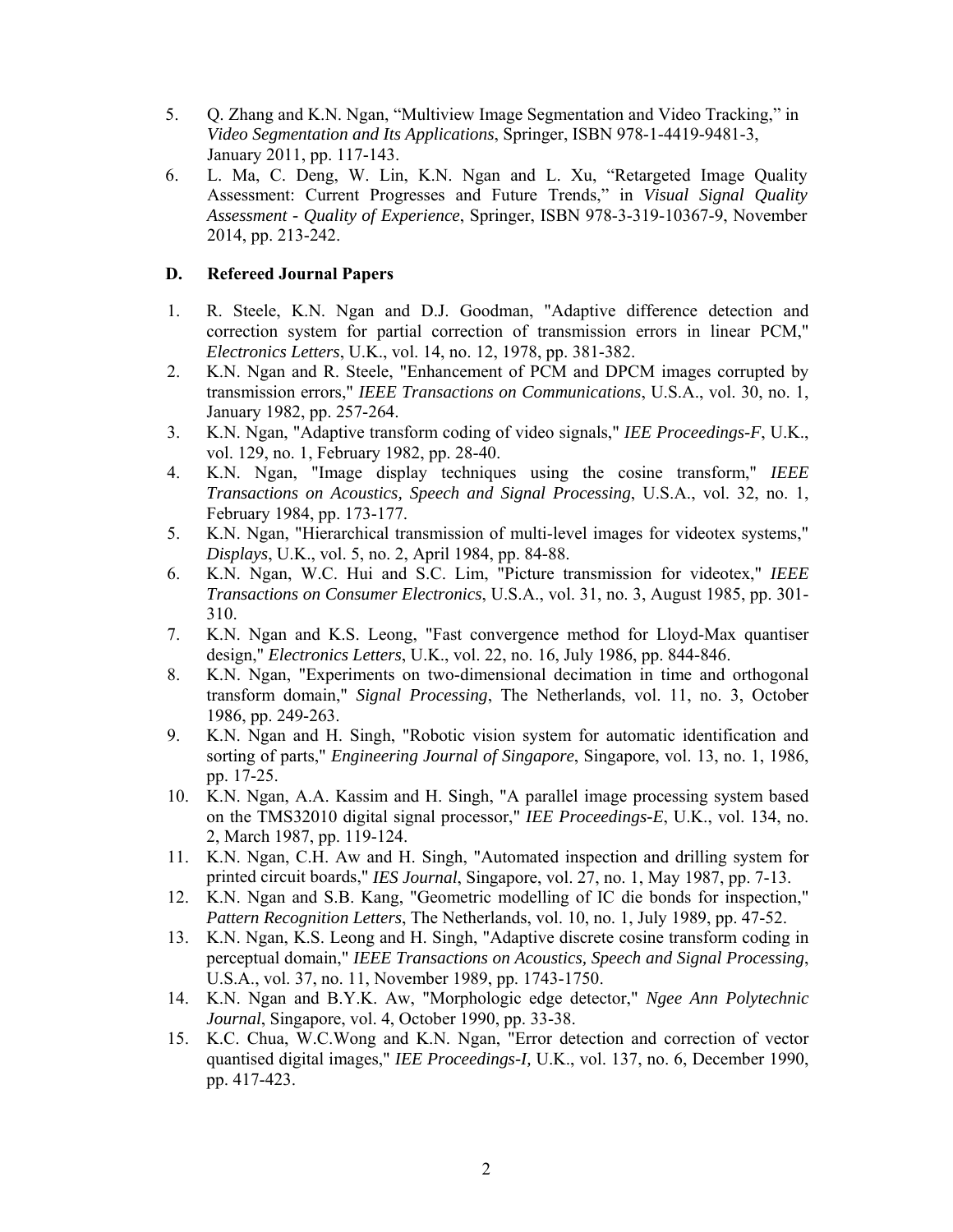5. Q. Zhang and K.N. Ngan, “Multiview Image Segmentation and Video Tracking,” in *Video Segmentation and Its Applications*, Springer, ISBN 978-1-4419-9481-3, January 2011, pp. 117-143.
6. L. Ma, C. Deng, W. Lin, K.N. Ngan and L. Xu, “Retargeted Image Quality Assessment: Current Progresses and Future Trends,” in *Visual Signal Quality Assessment - Quality of Experience*, Springer, ISBN 978-3-319-10367-9, November 2014, pp. 213-242.

### D. Refereed Journal Papers

1. R. Steele, K.N. Ngan and D.J. Goodman, "Adaptive difference detection and correction system for partial correction of transmission errors in linear PCM," *Electronics Letters*, U.K., vol. 14, no. 12, 1978, pp. 381-382.
2. K.N. Ngan and R. Steele, "Enhancement of PCM and DPCM images corrupted by transmission errors," *IEEE Transactions on Communications*, U.S.A., vol. 30, no. 1, January 1982, pp. 257-264.
3. K.N. Ngan, "Adaptive transform coding of video signals," *IEE Proceedings-F*, U.K., vol. 129, no. 1, February 1982, pp. 28-40.
4. K.N. Ngan, "Image display techniques using the cosine transform," *IEEE Transactions on Acoustics, Speech and Signal Processing*, U.S.A., vol. 32, no. 1, February 1984, pp. 173-177.
5. K.N. Ngan, "Hierarchical transmission of multi-level images for videotex systems," *Displays*, U.K., vol. 5, no. 2, April 1984, pp. 84-88.
6. K.N. Ngan, W.C. Hui and S.C. Lim, "Picture transmission for videotex," *IEEE Transactions on Consumer Electronics*, U.S.A., vol. 31, no. 3, August 1985, pp. 301-310.
7. K.N. Ngan and K.S. Leong, "Fast convergence method for Lloyd-Max quantiser design," *Electronics Letters*, U.K., vol. 22, no. 16, July 1986, pp. 844-846.
8. K.N. Ngan, "Experiments on two-dimensional decimation in time and orthogonal transform domain," *Signal Processing*, The Netherlands, vol. 11, no. 3, October 1986, pp. 249-263.
9. K.N. Ngan and H. Singh, "Robotic vision system for automatic identification and sorting of parts," *Engineering Journal of Singapore*, Singapore, vol. 13, no. 1, 1986, pp. 17-25.
10. K.N. Ngan, A.A. Kassim and H. Singh, "A parallel image processing system based on the TMS32010 digital signal processor," *IEE Proceedings-E*, U.K., vol. 134, no. 2, March 1987, pp. 119-124.
11. K.N. Ngan, C.H. Aw and H. Singh, "Automated inspection and drilling system for printed circuit boards," *IES Journal*, Singapore, vol. 27, no. 1, May 1987, pp. 7-13.
12. K.N. Ngan and S.B. Kang, "Geometric modelling of IC die bonds for inspection," *Pattern Recognition Letters*, The Netherlands, vol. 10, no. 1, July 1989, pp. 47-52.
13. K.N. Ngan, K.S. Leong and H. Singh, "Adaptive discrete cosine transform coding in perceptual domain," *IEEE Transactions on Acoustics, Speech and Signal Processing*, U.S.A., vol. 37, no. 11, November 1989, pp. 1743-1750.
14. K.N. Ngan and B.Y.K. Aw, "Morphologic edge detector," *Ngee Ann Polytechnic Journal*, Singapore, vol. 4, October 1990, pp. 33-38.
15. K.C. Chua, W.C.Wong and K.N. Ngan, "Error detection and correction of vector quantised digital images," *IEE Proceedings-I,* U.K., vol. 137, no. 6, December 1990, pp. 417-423.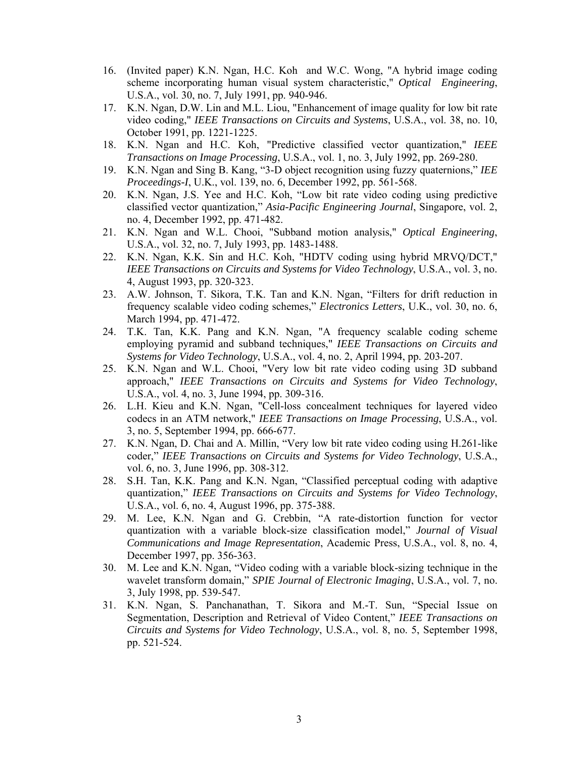16. (Invited paper) K.N. Ngan, H.C. Koh and W.C. Wong, "A hybrid image coding scheme incorporating human visual system characteristic," *Optical Engineering*, U.S.A., vol. 30, no. 7, July 1991, pp. 940-946.
17. K.N. Ngan, D.W. Lin and M.L. Liou, "Enhancement of image quality for low bit rate video coding," *IEEE Transactions on Circuits and Systems*, U.S.A., vol. 38, no. 10, October 1991, pp. 1221-1225.
18. K.N. Ngan and H.C. Koh, "Predictive classified vector quantization," *IEEE Transactions on Image Processing*, U.S.A., vol. 1, no. 3, July 1992, pp. 269-280.
19. K.N. Ngan and Sing B. Kang, "3-D object recognition using fuzzy quaternions," *IEE Proceedings-I*, U.K., vol. 139, no. 6, December 1992, pp. 561-568.
20. K.N. Ngan, J.S. Yee and H.C. Koh, "Low bit rate video coding using predictive classified vector quantization," *Asia-Pacific Engineering Journal*, Singapore, vol. 2, no. 4, December 1992, pp. 471-482.
21. K.N. Ngan and W.L. Chooi, "Subband motion analysis," *Optical Engineering*, U.S.A., vol. 32, no. 7, July 1993, pp. 1483-1488.
22. K.N. Ngan, K.K. Sin and H.C. Koh, "HDTV coding using hybrid MRVQ/DCT," *IEEE Transactions on Circuits and Systems for Video Technology*, U.S.A., vol. 3, no. 4, August 1993, pp. 320-323.
23. A.W. Johnson, T. Sikora, T.K. Tan and K.N. Ngan, "Filters for drift reduction in frequency scalable video coding schemes," *Electronics Letters*, U.K., vol. 30, no. 6, March 1994, pp. 471-472.
24. T.K. Tan, K.K. Pang and K.N. Ngan, "A frequency scalable coding scheme employing pyramid and subband techniques," *IEEE Transactions on Circuits and Systems for Video Technology*, U.S.A., vol. 4, no. 2, April 1994, pp. 203-207.
25. K.N. Ngan and W.L. Chooi, "Very low bit rate video coding using 3D subband approach," *IEEE Transactions on Circuits and Systems for Video Technology*, U.S.A., vol. 4, no. 3, June 1994, pp. 309-316.
26. L.H. Kieu and K.N. Ngan, "Cell-loss concealment techniques for layered video codecs in an ATM network," *IEEE Transactions on Image Processing*, U.S.A., vol. 3, no. 5, September 1994, pp. 666-677.
27. K.N. Ngan, D. Chai and A. Millin, "Very low bit rate video coding using H.261-like coder," *IEEE Transactions on Circuits and Systems for Video Technology*, U.S.A., vol. 6, no. 3, June 1996, pp. 308-312.
28. S.H. Tan, K.K. Pang and K.N. Ngan, "Classified perceptual coding with adaptive quantization," *IEEE Transactions on Circuits and Systems for Video Technology*, U.S.A., vol. 6, no. 4, August 1996, pp. 375-388.
29. M. Lee, K.N. Ngan and G. Crebbin, "A rate-distortion function for vector quantization with a variable block-size classification model," *Journal of Visual Communications and Image Representation*, Academic Press, U.S.A., vol. 8, no. 4, December 1997, pp. 356-363.
30. M. Lee and K.N. Ngan, "Video coding with a variable block-sizing technique in the wavelet transform domain," *SPIE Journal of Electronic Imaging*, U.S.A., vol. 7, no. 3, July 1998, pp. 539-547.
31. K.N. Ngan, S. Panchanathan, T. Sikora and M.-T. Sun, "Special Issue on Segmentation, Description and Retrieval of Video Content," *IEEE Transactions on Circuits and Systems for Video Technology*, U.S.A., vol. 8, no. 5, September 1998, pp. 521-524.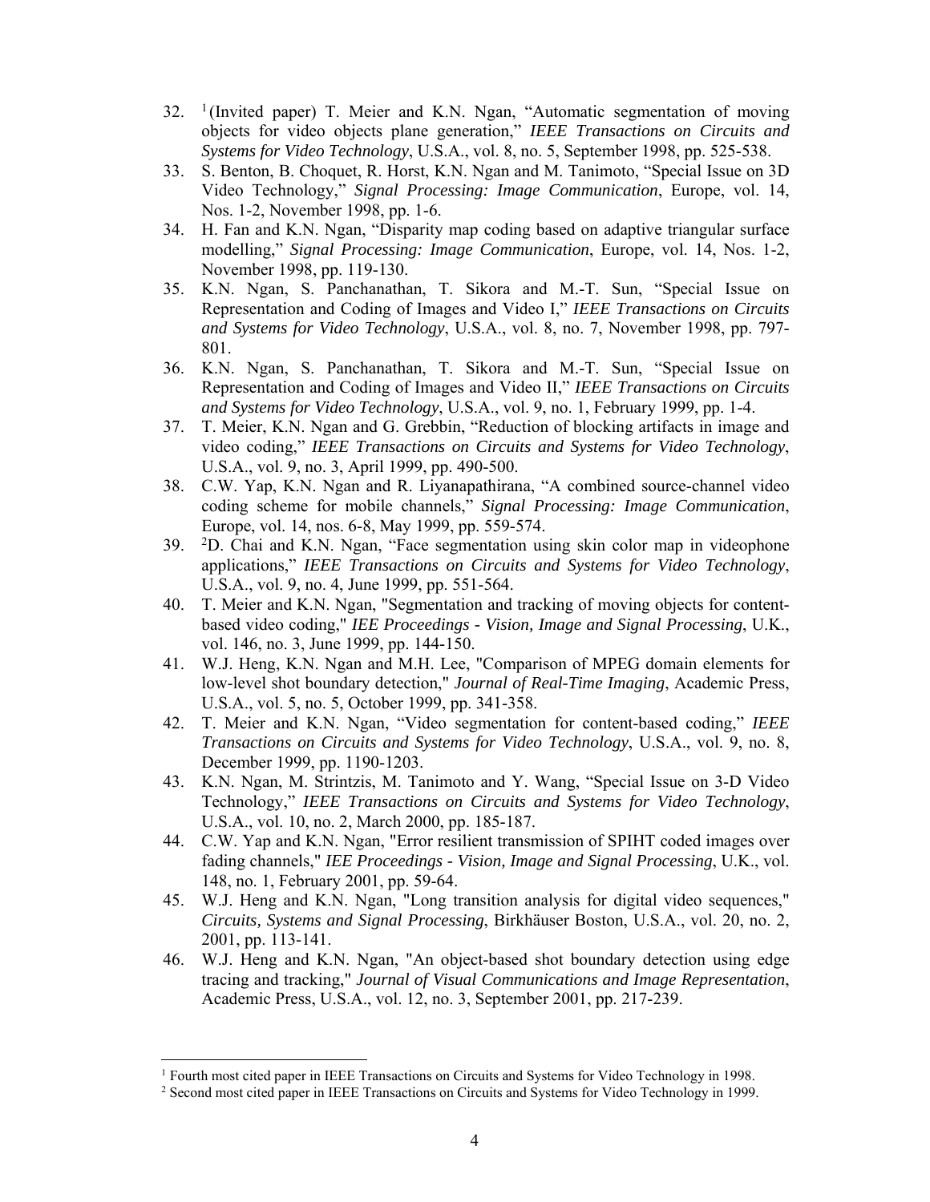32. [1](Invited paper) T. Meier and K.N. Ngan, “Automatic segmentation of moving objects for video objects plane generation,” *IEEE Transactions on Circuits and Systems for Video Technology*, U.S.A., vol. 8, no. 5, September 1998, pp. 525-538.
33. S. Benton, B. Choquet, R. Horst, K.N. Ngan and M. Tanimoto, “Special Issue on 3D Video Technology,” *Signal Processing: Image Communication*, Europe, vol. 14, Nos. 1-2, November 1998, pp. 1-6.
34. H. Fan and K.N. Ngan, “Disparity map coding based on adaptive triangular surface modelling,” *Signal Processing: Image Communication*, Europe, vol. 14, Nos. 1-2, November 1998, pp. 119-130.
35. K.N. Ngan, S. Panchanathan, T. Sikora and M.-T. Sun, “Special Issue on Representation and Coding of Images and Video I,” *IEEE Transactions on Circuits and Systems for Video Technology*, U.S.A., vol. 8, no. 7, November 1998, pp. 797-801.
36. K.N. Ngan, S. Panchanathan, T. Sikora and M.-T. Sun, “Special Issue on Representation and Coding of Images and Video II,” *IEEE Transactions on Circuits and Systems for Video Technology*, U.S.A., vol. 9, no. 1, February 1999, pp. 1-4.
37. T. Meier, K.N. Ngan and G. Grebbin, “Reduction of blocking artifacts in image and video coding,” *IEEE Transactions on Circuits and Systems for Video Technology*, U.S.A., vol. 9, no. 3, April 1999, pp. 490-500.
38. C.W. Yap, K.N. Ngan and R. Liyanapathirana, “A combined source-channel video coding scheme for mobile channels,” *Signal Processing: Image Communication*, Europe, vol. 14, nos. 6-8, May 1999, pp. 559-574.
39. [2]D. Chai and K.N. Ngan, “Face segmentation using skin color map in videophone applications,” *IEEE Transactions on Circuits and Systems for Video Technology*, U.S.A., vol. 9, no. 4, June 1999, pp. 551-564.
40. T. Meier and K.N. Ngan, "Segmentation and tracking of moving objects for content-based video coding," *IEE Proceedings - Vision, Image and Signal Processing*, U.K., vol. 146, no. 3, June 1999, pp. 144-150.
41. W.J. Heng, K.N. Ngan and M.H. Lee, "Comparison of MPEG domain elements for low-level shot boundary detection," *Journal of Real-Time Imaging*, Academic Press, U.S.A., vol. 5, no. 5, October 1999, pp. 341-358.
42. T. Meier and K.N. Ngan, “Video segmentation for content-based coding,” *IEEE Transactions on Circuits and Systems for Video Technology*, U.S.A., vol. 9, no. 8, December 1999, pp. 1190-1203.
43. K.N. Ngan, M. Strintzis, M. Tanimoto and Y. Wang, “Special Issue on 3-D Video Technology,” *IEEE Transactions on Circuits and Systems for Video Technology*, U.S.A., vol. 10, no. 2, March 2000, pp. 185-187.
44. C.W. Yap and K.N. Ngan, "Error resilient transmission of SPIHT coded images over fading channels," *IEE Proceedings - Vision, Image and Signal Processing*, U.K., vol. 148, no. 1, February 2001, pp. 59-64.
45. W.J. Heng and K.N. Ngan, "Long transition analysis for digital video sequences," *Circuits, Systems and Signal Processing*, Birkhäuser Boston, U.S.A., vol. 20, no. 2, 2001, pp. 113-141.
46. W.J. Heng and K.N. Ngan, "An object-based shot boundary detection using edge tracing and tracking," *Journal of Visual Communications and Image Representation*, Academic Press, U.S.A., vol. 12, no. 3, September 2001, pp. 217-239.

---

[1] Fourth most cited paper in IEEE Transactions on Circuits and Systems for Video Technology in 1998.

[2] Second most cited paper in IEEE Transactions on Circuits and Systems for Video Technology in 1999.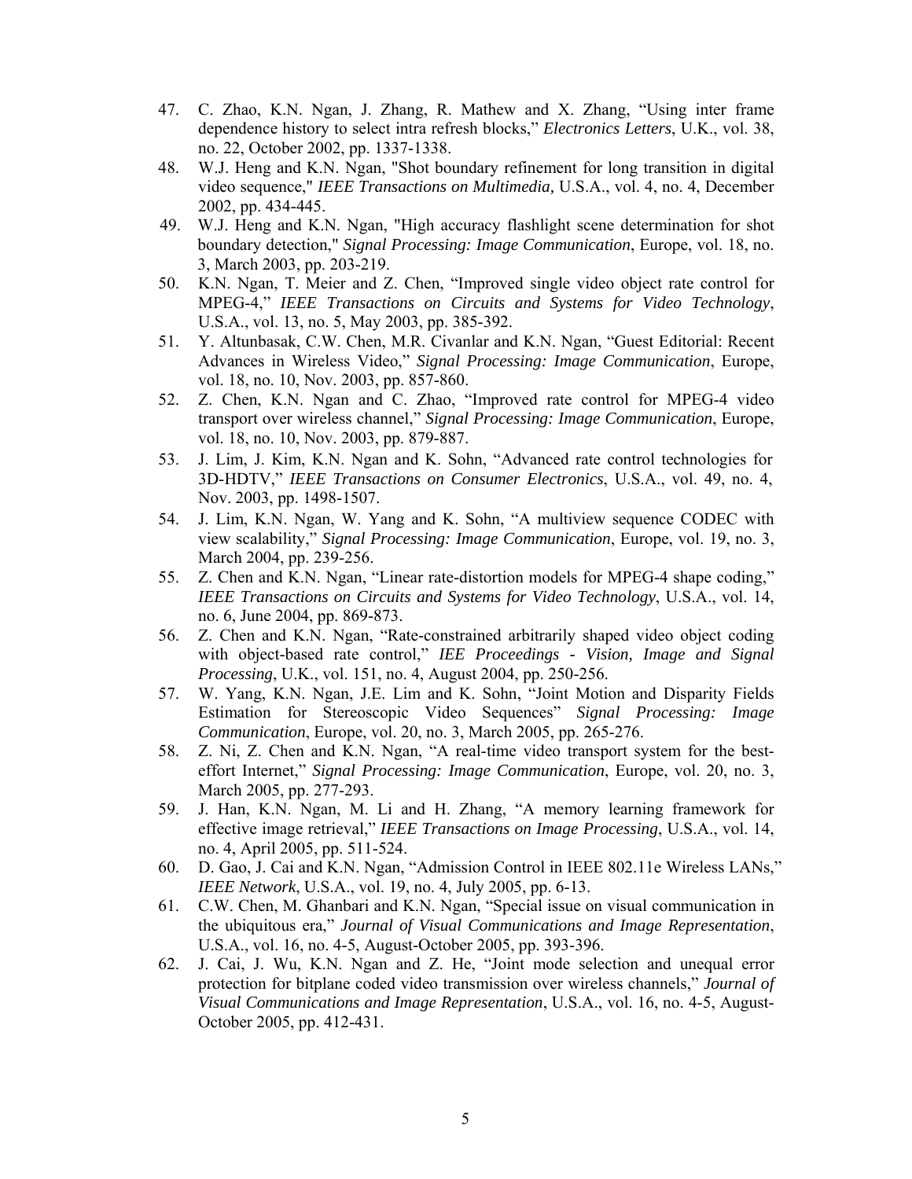47. C. Zhao, K.N. Ngan, J. Zhang, R. Mathew and X. Zhang, “Using inter frame dependence history to select intra refresh blocks,” *Electronics Letters*, U.K., vol. 38, no. 22, October 2002, pp. 1337-1338.
48. W.J. Heng and K.N. Ngan, "Shot boundary refinement for long transition in digital video sequence," *IEEE Transactions on Multimedia,* U.S.A., vol. 4, no. 4, December 2002, pp. 434-445.
49. W.J. Heng and K.N. Ngan, "High accuracy flashlight scene determination for shot boundary detection," *Signal Processing: Image Communication*, Europe, vol. 18, no. 3, March 2003, pp. 203-219.
50. K.N. Ngan, T. Meier and Z. Chen, “Improved single video object rate control for MPEG-4,” *IEEE Transactions on Circuits and Systems for Video Technology*, U.S.A., vol. 13, no. 5, May 2003, pp. 385-392.
51. Y. Altunbasak, C.W. Chen, M.R. Civanlar and K.N. Ngan, “Guest Editorial: Recent Advances in Wireless Video,” *Signal Processing: Image Communication*, Europe, vol. 18, no. 10, Nov. 2003, pp. 857-860.
52. Z. Chen, K.N. Ngan and C. Zhao, “Improved rate control for MPEG-4 video transport over wireless channel,” *Signal Processing: Image Communication*, Europe, vol. 18, no. 10, Nov. 2003, pp. 879-887.
53. J. Lim, J. Kim, K.N. Ngan and K. Sohn, “Advanced rate control technologies for 3D-HDTV,” *IEEE Transactions on Consumer Electronics*, U.S.A., vol. 49, no. 4, Nov. 2003, pp. 1498-1507.
54. J. Lim, K.N. Ngan, W. Yang and K. Sohn, “A multiview sequence CODEC with view scalability,” *Signal Processing: Image Communication*, Europe, vol. 19, no. 3, March 2004, pp. 239-256.
55. Z. Chen and K.N. Ngan, “Linear rate-distortion models for MPEG-4 shape coding,” *IEEE Transactions on Circuits and Systems for Video Technology*, U.S.A., vol. 14, no. 6, June 2004, pp. 869-873.
56. Z. Chen and K.N. Ngan, “Rate-constrained arbitrarily shaped video object coding with object-based rate control,” *IEE Proceedings - Vision, Image and Signal Processing*, U.K., vol. 151, no. 4, August 2004, pp. 250-256.
57. W. Yang, K.N. Ngan, J.E. Lim and K. Sohn, “Joint Motion and Disparity Fields Estimation for Stereoscopic Video Sequences” *Signal Processing: Image Communication*, Europe, vol. 20, no. 3, March 2005, pp. 265-276.
58. Z. Ni, Z. Chen and K.N. Ngan, “A real-time video transport system for the best-effort Internet,” *Signal Processing: Image Communication*, Europe, vol. 20, no. 3, March 2005, pp. 277-293.
59. J. Han, K.N. Ngan, M. Li and H. Zhang, “A memory learning framework for effective image retrieval,” *IEEE Transactions on Image Processing*, U.S.A., vol. 14, no. 4, April 2005, pp. 511-524.
60. D. Gao, J. Cai and K.N. Ngan, “Admission Control in IEEE 802.11e Wireless LANs,” *IEEE Network*, U.S.A., vol. 19, no. 4, July 2005, pp. 6-13.
61. C.W. Chen, M. Ghanbari and K.N. Ngan, “Special issue on visual communication in the ubiquitous era,” *Journal of Visual Communications and Image Representation*, U.S.A., vol. 16, no. 4-5, August-October 2005, pp. 393-396.
62. J. Cai, J. Wu, K.N. Ngan and Z. He, “Joint mode selection and unequal error protection for bitplane coded video transmission over wireless channels,” *Journal of Visual Communications and Image Representation*, U.S.A., vol. 16, no. 4-5, August-October 2005, pp. 412-431.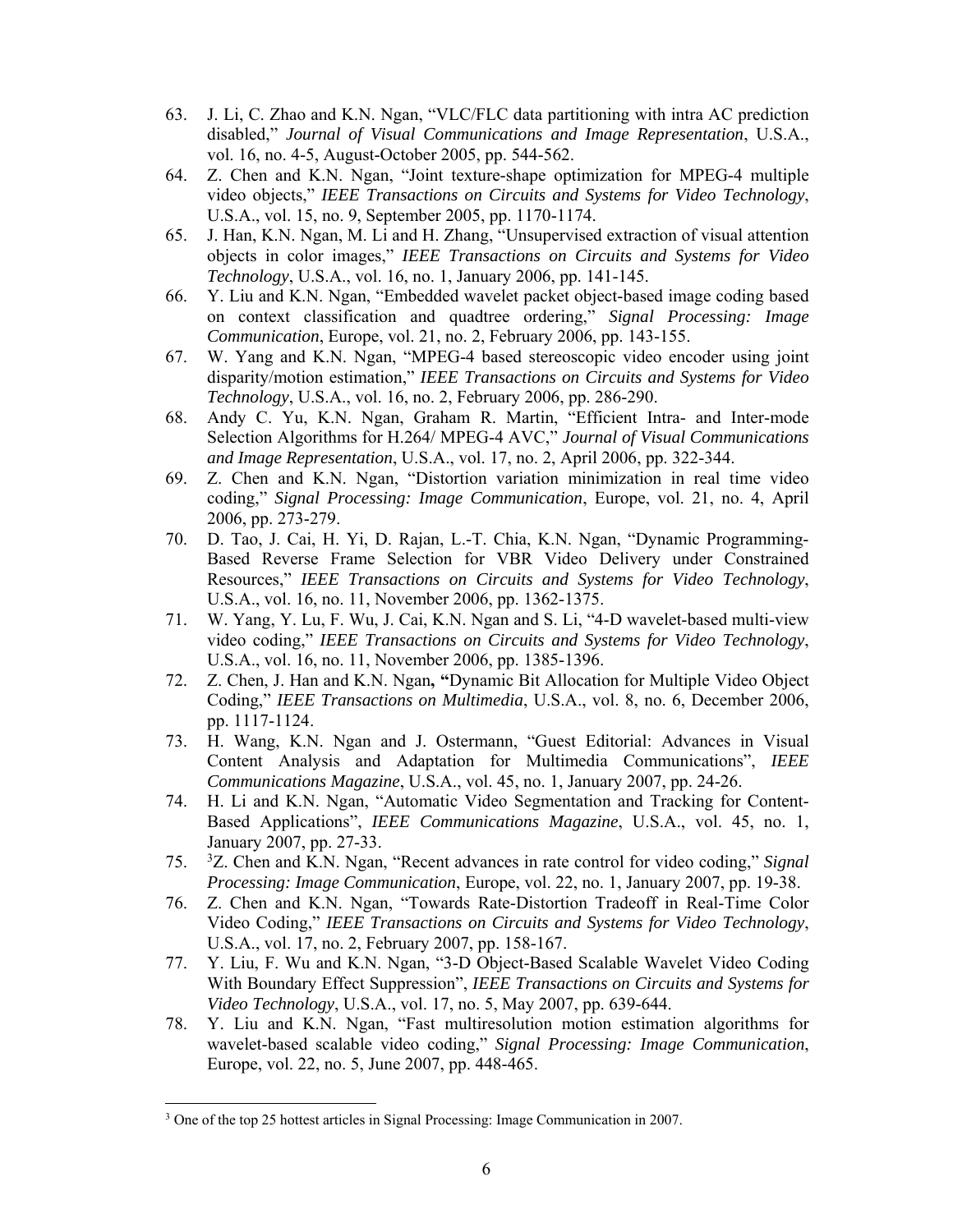63. J. Li, C. Zhao and K.N. Ngan, "VLC/FLC data partitioning with intra AC prediction disabled," *Journal of Visual Communications and Image Representation*, U.S.A., vol. 16, no. 4-5, August-October 2005, pp. 544-562.
64. Z. Chen and K.N. Ngan, "Joint texture-shape optimization for MPEG-4 multiple video objects," *IEEE Transactions on Circuits and Systems for Video Technology*, U.S.A., vol. 15, no. 9, September 2005, pp. 1170-1174.
65. J. Han, K.N. Ngan, M. Li and H. Zhang, "Unsupervised extraction of visual attention objects in color images," *IEEE Transactions on Circuits and Systems for Video Technology*, U.S.A., vol. 16, no. 1, January 2006, pp. 141-145.
66. Y. Liu and K.N. Ngan, "Embedded wavelet packet object-based image coding based on context classification and quadtree ordering," *Signal Processing: Image Communication*, Europe, vol. 21, no. 2, February 2006, pp. 143-155.
67. W. Yang and K.N. Ngan, "MPEG-4 based stereoscopic video encoder using joint disparity/motion estimation," *IEEE Transactions on Circuits and Systems for Video Technology*, U.S.A., vol. 16, no. 2, February 2006, pp. 286-290.
68. Andy C. Yu, K.N. Ngan, Graham R. Martin, "Efficient Intra- and Inter-mode Selection Algorithms for H.264/ MPEG-4 AVC," *Journal of Visual Communications and Image Representation*, U.S.A., vol. 17, no. 2, April 2006, pp. 322-344.
69. Z. Chen and K.N. Ngan, "Distortion variation minimization in real time video coding," *Signal Processing: Image Communication*, Europe, vol. 21, no. 4, April 2006, pp. 273-279.
70. D. Tao, J. Cai, H. Yi, D. Rajan, L.-T. Chia, K.N. Ngan, "Dynamic Programming-Based Reverse Frame Selection for VBR Video Delivery under Constrained Resources," *IEEE Transactions on Circuits and Systems for Video Technology*, U.S.A., vol. 16, no. 11, November 2006, pp. 1362-1375.
71. W. Yang, Y. Lu, F. Wu, J. Cai, K.N. Ngan and S. Li, "4-D wavelet-based multi-view video coding," *IEEE Transactions on Circuits and Systems for Video Technology*, U.S.A., vol. 16, no. 11, November 2006, pp. 1385-1396.
72. Z. Chen, J. Han and K.N. Ngan**, "**Dynamic Bit Allocation for Multiple Video Object Coding," *IEEE Transactions on Multimedia*, U.S.A., vol. 8, no. 6, December 2006, pp. 1117-1124.
73. H. Wang, K.N. Ngan and J. Ostermann, "Guest Editorial: Advances in Visual Content Analysis and Adaptation for Multimedia Communications", *IEEE Communications Magazine*, U.S.A., vol. 45, no. 1, January 2007, pp. 24-26.
74. H. Li and K.N. Ngan, "Automatic Video Segmentation and Tracking for Content-Based Applications", *IEEE Communications Magazine*, U.S.A., vol. 45, no. 1, January 2007, pp. 27-33.
75. [3]Z. Chen and K.N. Ngan, "Recent advances in rate control for video coding," *Signal Processing: Image Communication*, Europe, vol. 22, no. 1, January 2007, pp. 19-38.
76. Z. Chen and K.N. Ngan, "Towards Rate-Distortion Tradeoff in Real-Time Color Video Coding," *IEEE Transactions on Circuits and Systems for Video Technology*, U.S.A., vol. 17, no. 2, February 2007, pp. 158-167.
77. Y. Liu, F. Wu and K.N. Ngan, "3-D Object-Based Scalable Wavelet Video Coding With Boundary Effect Suppression", *IEEE Transactions on Circuits and Systems for Video Technology*, U.S.A., vol. 17, no. 5, May 2007, pp. 639-644.
78. Y. Liu and K.N. Ngan, "Fast multiresolution motion estimation algorithms for wavelet-based scalable video coding," *Signal Processing: Image Communication*, Europe, vol. 22, no. 5, June 2007, pp. 448-465.

---

[3] One of the top 25 hottest articles in Signal Processing: Image Communication in 2007.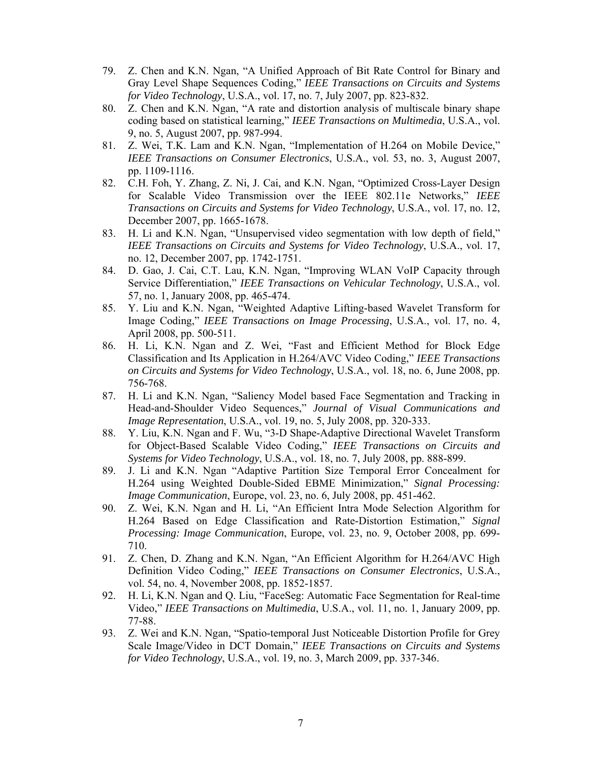79. Z. Chen and K.N. Ngan, “A Unified Approach of Bit Rate Control for Binary and Gray Level Shape Sequences Coding,” *IEEE Transactions on Circuits and Systems for Video Technology*, U.S.A., vol. 17, no. 7, July 2007, pp. 823-832.
80. Z. Chen and K.N. Ngan, “A rate and distortion analysis of multiscale binary shape coding based on statistical learning,” *IEEE Transactions on Multimedia*, U.S.A., vol. 9, no. 5, August 2007, pp. 987-994.
81. Z. Wei, T.K. Lam and K.N. Ngan, “Implementation of H.264 on Mobile Device,” *IEEE Transactions on Consumer Electronics*, U.S.A., vol. 53, no. 3, August 2007, pp. 1109-1116.
82. C.H. Foh, Y. Zhang, Z. Ni, J. Cai, and K.N. Ngan, “Optimized Cross-Layer Design for Scalable Video Transmission over the IEEE 802.11e Networks,” *IEEE Transactions on Circuits and Systems for Video Technology*, U.S.A., vol. 17, no. 12, December 2007, pp. 1665-1678.
83. H. Li and K.N. Ngan, “Unsupervised video segmentation with low depth of field,” *IEEE Transactions on Circuits and Systems for Video Technology*, U.S.A., vol. 17, no. 12, December 2007, pp. 1742-1751.
84. D. Gao, J. Cai, C.T. Lau, K.N. Ngan, “Improving WLAN VoIP Capacity through Service Differentiation,” *IEEE Transactions on Vehicular Technology*, U.S.A., vol. 57, no. 1, January 2008, pp. 465-474.
85. Y. Liu and K.N. Ngan, “Weighted Adaptive Lifting-based Wavelet Transform for Image Coding,” *IEEE Transactions on Image Processing*, U.S.A., vol. 17, no. 4, April 2008, pp. 500-511.
86. H. Li, K.N. Ngan and Z. Wei, “Fast and Efficient Method for Block Edge Classification and Its Application in H.264/AVC Video Coding,” *IEEE Transactions on Circuits and Systems for Video Technology*, U.S.A., vol. 18, no. 6, June 2008, pp. 756-768.
87. H. Li and K.N. Ngan, “Saliency Model based Face Segmentation and Tracking in Head-and-Shoulder Video Sequences,” *Journal of Visual Communications and Image Representation*, U.S.A., vol. 19, no. 5, July 2008, pp. 320-333.
88. Y. Liu, K.N. Ngan and F. Wu, “3-D Shape-Adaptive Directional Wavelet Transform for Object-Based Scalable Video Coding,” *IEEE Transactions on Circuits and Systems for Video Technology*, U.S.A., vol. 18, no. 7, July 2008, pp. 888-899.
89. J. Li and K.N. Ngan “Adaptive Partition Size Temporal Error Concealment for H.264 using Weighted Double-Sided EBME Minimization,” *Signal Processing: Image Communication*, Europe, vol. 23, no. 6, July 2008, pp. 451-462.
90. Z. Wei, K.N. Ngan and H. Li, “An Efficient Intra Mode Selection Algorithm for H.264 Based on Edge Classification and Rate-Distortion Estimation,” *Signal Processing: Image Communication*, Europe, vol. 23, no. 9, October 2008, pp. 699-710.
91. Z. Chen, D. Zhang and K.N. Ngan, “An Efficient Algorithm for H.264/AVC High Definition Video Coding,” *IEEE Transactions on Consumer Electronics*, U.S.A., vol. 54, no. 4, November 2008, pp. 1852-1857.
92. H. Li, K.N. Ngan and Q. Liu, “FaceSeg: Automatic Face Segmentation for Real-time Video,” *IEEE Transactions on Multimedia*, U.S.A., vol. 11, no. 1, January 2009, pp. 77-88.
93. Z. Wei and K.N. Ngan, “Spatio-temporal Just Noticeable Distortion Profile for Grey Scale Image/Video in DCT Domain,” *IEEE Transactions on Circuits and Systems for Video Technology*, U.S.A., vol. 19, no. 3, March 2009, pp. 337-346.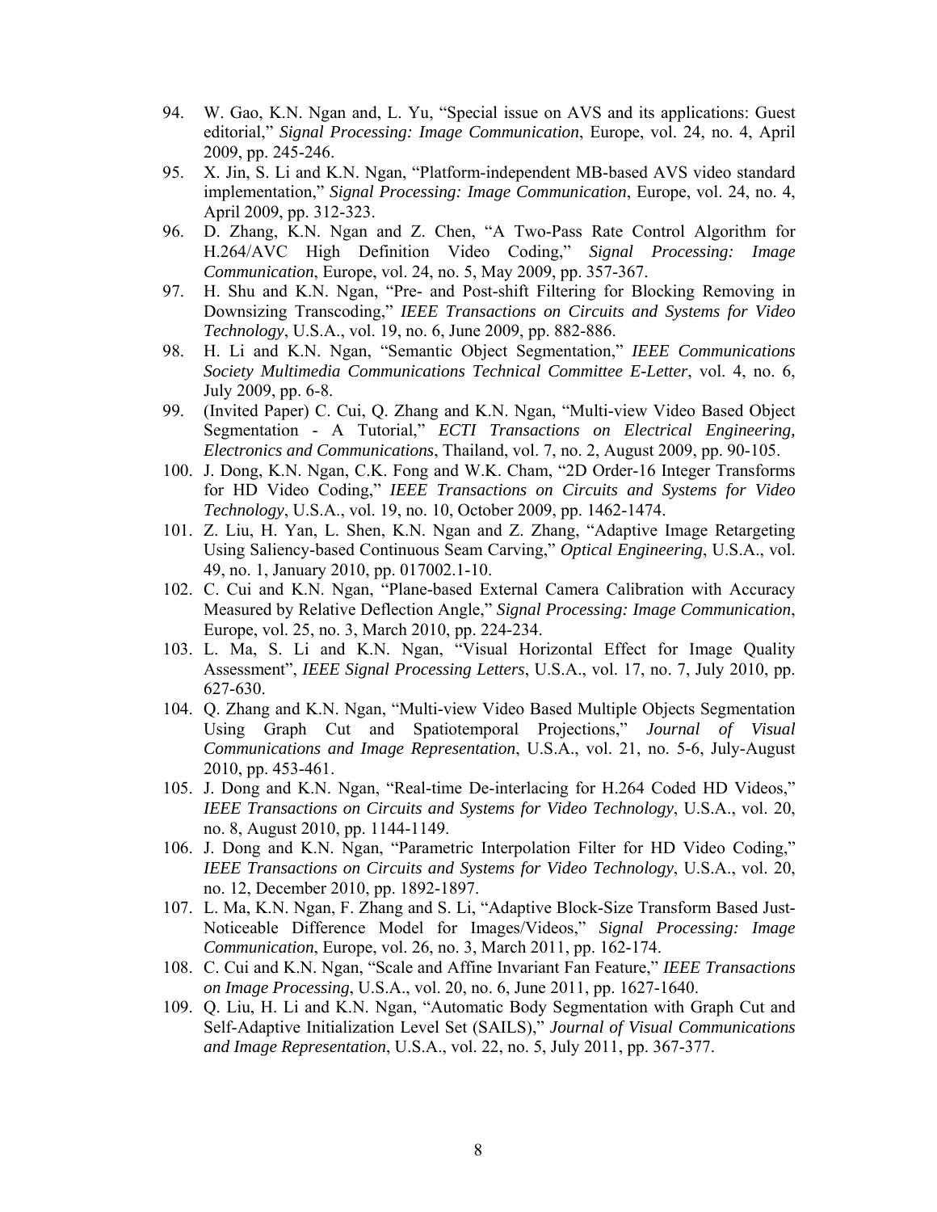94. W. Gao, K.N. Ngan and, L. Yu, “Special issue on AVS and its applications: Guest editorial,” *Signal Processing: Image Communication*, Europe, vol. 24, no. 4, April 2009, pp. 245-246.
95. X. Jin, S. Li and K.N. Ngan, “Platform-independent MB-based AVS video standard implementation,” *Signal Processing: Image Communication*, Europe, vol. 24, no. 4, April 2009, pp. 312-323.
96. D. Zhang, K.N. Ngan and Z. Chen, “A Two-Pass Rate Control Algorithm for H.264/AVC High Definition Video Coding,” *Signal Processing: Image Communication*, Europe, vol. 24, no. 5, May 2009, pp. 357-367.
97. H. Shu and K.N. Ngan, “Pre- and Post-shift Filtering for Blocking Removing in Downsizing Transcoding,” *IEEE Transactions on Circuits and Systems for Video Technology*, U.S.A., vol. 19, no. 6, June 2009, pp. 882-886.
98. H. Li and K.N. Ngan, “Semantic Object Segmentation,” *IEEE Communications Society Multimedia Communications Technical Committee E-Letter*, vol. 4, no. 6, July 2009, pp. 6-8.
99. (Invited Paper) C. Cui, Q. Zhang and K.N. Ngan, “Multi-view Video Based Object Segmentation - A Tutorial,” *ECTI Transactions on Electrical Engineering, Electronics and Communications*, Thailand, vol. 7, no. 2, August 2009, pp. 90-105.
100. J. Dong, K.N. Ngan, C.K. Fong and W.K. Cham, “2D Order-16 Integer Transforms for HD Video Coding,” *IEEE Transactions on Circuits and Systems for Video Technology*, U.S.A., vol. 19, no. 10, October 2009, pp. 1462-1474.
101. Z. Liu, H. Yan, L. Shen, K.N. Ngan and Z. Zhang, “Adaptive Image Retargeting Using Saliency-based Continuous Seam Carving,” *Optical Engineering*, U.S.A., vol. 49, no. 1, January 2010, pp. 017002.1-10.
102. C. Cui and K.N. Ngan, “Plane-based External Camera Calibration with Accuracy Measured by Relative Deflection Angle,” *Signal Processing: Image Communication*, Europe, vol. 25, no. 3, March 2010, pp. 224-234.
103. L. Ma, S. Li and K.N. Ngan, “Visual Horizontal Effect for Image Quality Assessment”, *IEEE Signal Processing Letters*, U.S.A., vol. 17, no. 7, July 2010, pp. 627-630.
104. Q. Zhang and K.N. Ngan, “Multi-view Video Based Multiple Objects Segmentation Using Graph Cut and Spatiotemporal Projections,” *Journal of Visual Communications and Image Representation*, U.S.A., vol. 21, no. 5-6, July-August 2010, pp. 453-461.
105. J. Dong and K.N. Ngan, “Real-time De-interlacing for H.264 Coded HD Videos,” *IEEE Transactions on Circuits and Systems for Video Technology*, U.S.A., vol. 20, no. 8, August 2010, pp. 1144-1149.
106. J. Dong and K.N. Ngan, “Parametric Interpolation Filter for HD Video Coding,” *IEEE Transactions on Circuits and Systems for Video Technology*, U.S.A., vol. 20, no. 12, December 2010, pp. 1892-1897.
107. L. Ma, K.N. Ngan, F. Zhang and S. Li, “Adaptive Block-Size Transform Based Just-Noticeable Difference Model for Images/Videos,” *Signal Processing: Image Communication*, Europe, vol. 26, no. 3, March 2011, pp. 162-174.
108. C. Cui and K.N. Ngan, “Scale and Affine Invariant Fan Feature,” *IEEE Transactions on Image Processing*, U.S.A., vol. 20, no. 6, June 2011, pp. 1627-1640.
109. Q. Liu, H. Li and K.N. Ngan, “Automatic Body Segmentation with Graph Cut and Self-Adaptive Initialization Level Set (SAILS),” *Journal of Visual Communications and Image Representation*, U.S.A., vol. 22, no. 5, July 2011, pp. 367-377.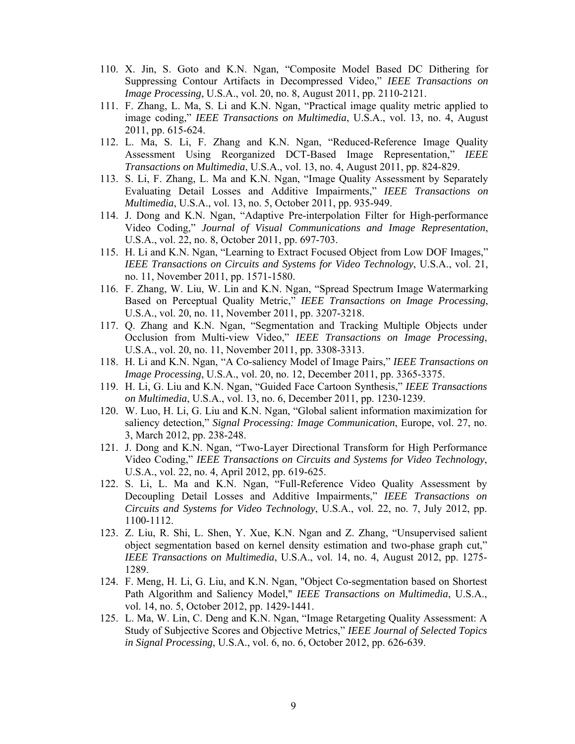110. X. Jin, S. Goto and K.N. Ngan, "Composite Model Based DC Dithering for Suppressing Contour Artifacts in Decompressed Video," *IEEE Transactions on Image Processing*, U.S.A., vol. 20, no. 8, August 2011, pp. 2110-2121.
111. F. Zhang, L. Ma, S. Li and K.N. Ngan, "Practical image quality metric applied to image coding," *IEEE Transactions on Multimedia*, U.S.A., vol. 13, no. 4, August 2011, pp. 615-624.
112. L. Ma, S. Li, F. Zhang and K.N. Ngan, "Reduced-Reference Image Quality Assessment Using Reorganized DCT-Based Image Representation," *IEEE Transactions on Multimedia*, U.S.A., vol. 13, no. 4, August 2011, pp. 824-829.
113. S. Li, F. Zhang, L. Ma and K.N. Ngan, "Image Quality Assessment by Separately Evaluating Detail Losses and Additive Impairments," *IEEE Transactions on Multimedia*, U.S.A., vol. 13, no. 5, October 2011, pp. 935-949.
114. J. Dong and K.N. Ngan, "Adaptive Pre-interpolation Filter for High-performance Video Coding," *Journal of Visual Communications and Image Representation*, U.S.A., vol. 22, no. 8, October 2011, pp. 697-703.
115. H. Li and K.N. Ngan, "Learning to Extract Focused Object from Low DOF Images," *IEEE Transactions on Circuits and Systems for Video Technology*, U.S.A., vol. 21, no. 11, November 2011, pp. 1571-1580.
116. F. Zhang, W. Liu, W. Lin and K.N. Ngan, "Spread Spectrum Image Watermarking Based on Perceptual Quality Metric," *IEEE Transactions on Image Processing*, U.S.A., vol. 20, no. 11, November 2011, pp. 3207-3218.
117. Q. Zhang and K.N. Ngan, "Segmentation and Tracking Multiple Objects under Occlusion from Multi-view Video," *IEEE Transactions on Image Processing*, U.S.A., vol. 20, no. 11, November 2011, pp. 3308-3313.
118. H. Li and K.N. Ngan, "A Co-saliency Model of Image Pairs," *IEEE Transactions on Image Processing*, U.S.A., vol. 20, no. 12, December 2011, pp. 3365-3375.
119. H. Li, G. Liu and K.N. Ngan, "Guided Face Cartoon Synthesis," *IEEE Transactions on Multimedia*, U.S.A., vol. 13, no. 6, December 2011, pp. 1230-1239.
120. W. Luo, H. Li, G. Liu and K.N. Ngan, "Global salient information maximization for saliency detection," *Signal Processing: Image Communication*, Europe, vol. 27, no. 3, March 2012, pp. 238-248.
121. J. Dong and K.N. Ngan, "Two-Layer Directional Transform for High Performance Video Coding," *IEEE Transactions on Circuits and Systems for Video Technology*, U.S.A., vol. 22, no. 4, April 2012, pp. 619-625.
122. S. Li, L. Ma and K.N. Ngan, "Full-Reference Video Quality Assessment by Decoupling Detail Losses and Additive Impairments," *IEEE Transactions on Circuits and Systems for Video Technology*, U.S.A., vol. 22, no. 7, July 2012, pp. 1100-1112.
123. Z. Liu, R. Shi, L. Shen, Y. Xue, K.N. Ngan and Z. Zhang, "Unsupervised salient object segmentation based on kernel density estimation and two-phase graph cut," *IEEE Transactions on Multimedia*, U.S.A., vol. 14, no. 4, August 2012, pp. 1275-1289.
124. F. Meng, H. Li, G. Liu, and K.N. Ngan, "Object Co-segmentation based on Shortest Path Algorithm and Saliency Model," *IEEE Transactions on Multimedia*, U.S.A., vol. 14, no. 5, October 2012, pp. 1429-1441.
125. L. Ma, W. Lin, C. Deng and K.N. Ngan, "Image Retargeting Quality Assessment: A Study of Subjective Scores and Objective Metrics," *IEEE Journal of Selected Topics in Signal Processing*, U.S.A., vol. 6, no. 6, October 2012, pp. 626-639.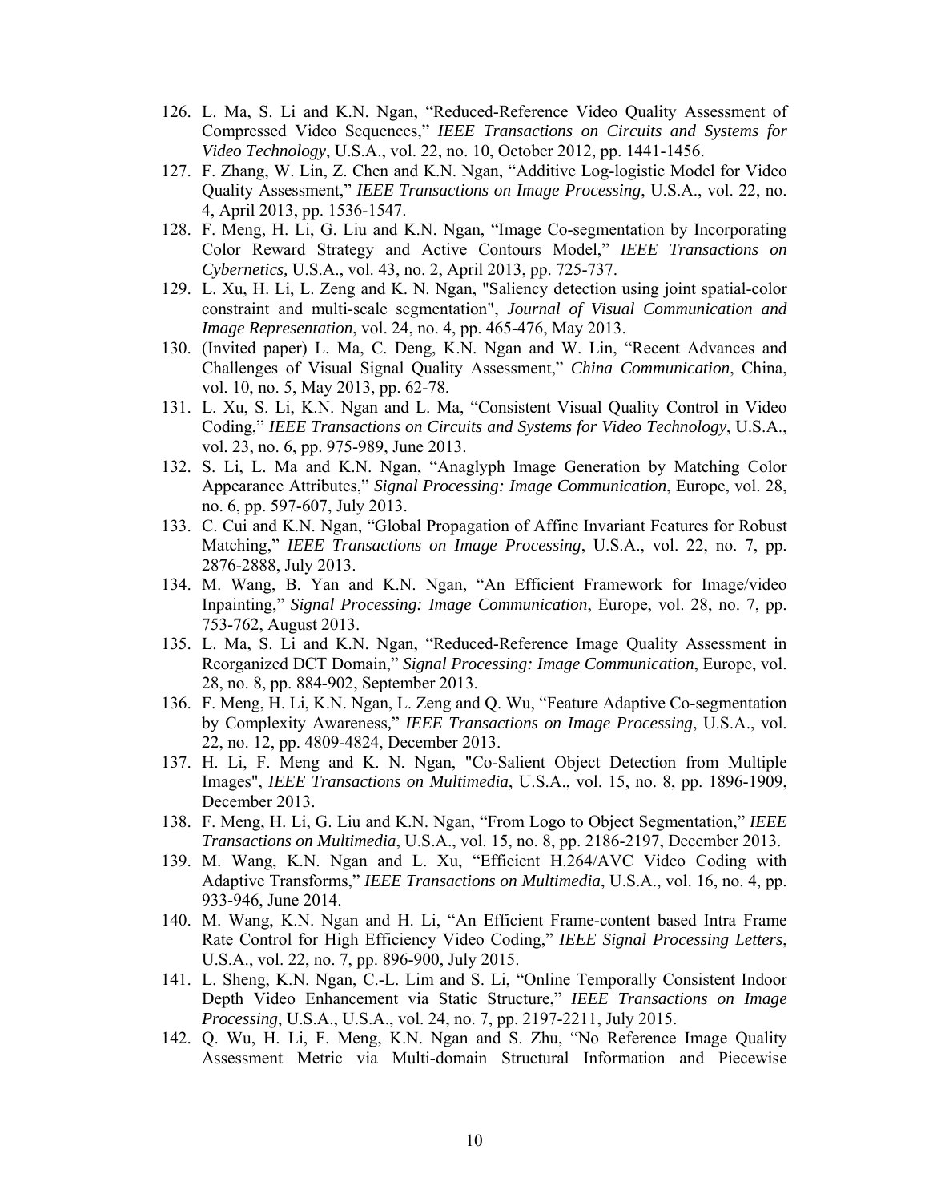126. L. Ma, S. Li and K.N. Ngan, “Reduced-Reference Video Quality Assessment of Compressed Video Sequences,” *IEEE Transactions on Circuits and Systems for Video Technology*, U.S.A., vol. 22, no. 10, October 2012, pp. 1441-1456.
127. F. Zhang, W. Lin, Z. Chen and K.N. Ngan, “Additive Log-logistic Model for Video Quality Assessment,” *IEEE Transactions on Image Processing*, U.S.A., vol. 22, no. 4, April 2013, pp. 1536-1547.
128. F. Meng, H. Li, G. Liu and K.N. Ngan, “Image Co-segmentation by Incorporating Color Reward Strategy and Active Contours Model,” *IEEE Transactions on Cybernetics,* U.S.A., vol. 43, no. 2, April 2013, pp. 725-737.
129. L. Xu, H. Li, L. Zeng and K. N. Ngan, "Saliency detection using joint spatial-color constraint and multi-scale segmentation", *Journal of Visual Communication and Image Representation*, vol. 24, no. 4, pp. 465-476, May 2013.
130. (Invited paper) L. Ma, C. Deng, K.N. Ngan and W. Lin, “Recent Advances and Challenges of Visual Signal Quality Assessment,” *China Communication*, China, vol. 10, no. 5, May 2013, pp. 62-78.
131. L. Xu, S. Li, K.N. Ngan and L. Ma, “Consistent Visual Quality Control in Video Coding,” *IEEE Transactions on Circuits and Systems for Video Technology*, U.S.A., vol. 23, no. 6, pp. 975-989, June 2013.
132. S. Li, L. Ma and K.N. Ngan, “Anaglyph Image Generation by Matching Color Appearance Attributes,” *Signal Processing: Image Communication*, Europe, vol. 28, no. 6, pp. 597-607, July 2013.
133. C. Cui and K.N. Ngan, “Global Propagation of Affine Invariant Features for Robust Matching,” *IEEE Transactions on Image Processing*, U.S.A., vol. 22, no. 7, pp. 2876-2888, July 2013.
134. M. Wang, B. Yan and K.N. Ngan, “An Efficient Framework for Image/video Inpainting,” *Signal Processing: Image Communication*, Europe, vol. 28, no. 7, pp. 753-762, August 2013.
135. L. Ma, S. Li and K.N. Ngan, “Reduced-Reference Image Quality Assessment in Reorganized DCT Domain,” *Signal Processing: Image Communication*, Europe, vol. 28, no. 8, pp. 884-902, September 2013.
136. F. Meng, H. Li, K.N. Ngan, L. Zeng and Q. Wu, “Feature Adaptive Co-segmentation by Complexity Awareness,” *IEEE Transactions on Image Processing*, U.S.A., vol. 22, no. 12, pp. 4809-4824, December 2013.
137. H. Li, F. Meng and K. N. Ngan, "Co-Salient Object Detection from Multiple Images", *IEEE Transactions on Multimedia*, U.S.A., vol. 15, no. 8, pp. 1896-1909, December 2013.
138. F. Meng, H. Li, G. Liu and K.N. Ngan, “From Logo to Object Segmentation,” *IEEE Transactions on Multimedia*, U.S.A., vol. 15, no. 8, pp. 2186-2197, December 2013.
139. M. Wang, K.N. Ngan and L. Xu, “Efficient H.264/AVC Video Coding with Adaptive Transforms,” *IEEE Transactions on Multimedia*, U.S.A., vol. 16, no. 4, pp. 933-946, June 2014.
140. M. Wang, K.N. Ngan and H. Li, “An Efficient Frame-content based Intra Frame Rate Control for High Efficiency Video Coding,” *IEEE Signal Processing Letters*, U.S.A., vol. 22, no. 7, pp. 896-900, July 2015.
141. L. Sheng, K.N. Ngan, C.-L. Lim and S. Li, “Online Temporally Consistent Indoor Depth Video Enhancement via Static Structure,” *IEEE Transactions on Image Processing*, U.S.A., U.S.A., vol. 24, no. 7, pp. 2197-2211, July 2015.
142. Q. Wu, H. Li, F. Meng, K.N. Ngan and S. Zhu, “No Reference Image Quality Assessment Metric via Multi-domain Structural Information and Piecewise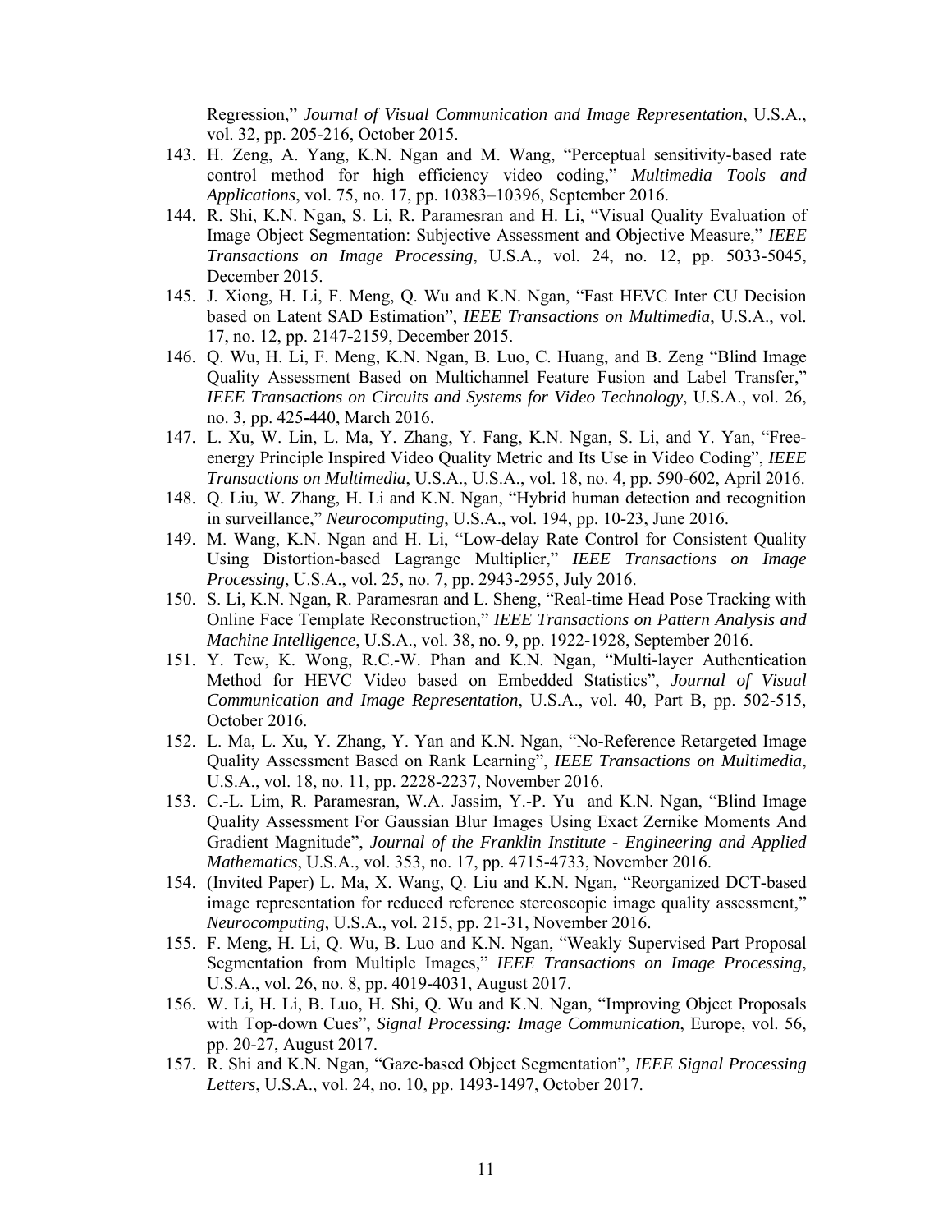Regression," *Journal of Visual Communication and Image Representation*, U.S.A., vol. 32, pp. 205-216, October 2015.

143. H. Zeng, A. Yang, K.N. Ngan and M. Wang, "Perceptual sensitivity-based rate control method for high efficiency video coding," *Multimedia Tools and Applications*, vol. 75, no. 17, pp. 10383–10396, September 2016.
144. R. Shi, K.N. Ngan, S. Li, R. Paramesran and H. Li, "Visual Quality Evaluation of Image Object Segmentation: Subjective Assessment and Objective Measure," *IEEE Transactions on Image Processing*, U.S.A., vol. 24, no. 12, pp. 5033-5045, December 2015.
145. J. Xiong, H. Li, F. Meng, Q. Wu and K.N. Ngan, "Fast HEVC Inter CU Decision based on Latent SAD Estimation", *IEEE Transactions on Multimedia*, U.S.A., vol. 17, no. 12, pp. 2147-2159, December 2015.
146. Q. Wu, H. Li, F. Meng, K.N. Ngan, B. Luo, C. Huang, and B. Zeng "Blind Image Quality Assessment Based on Multichannel Feature Fusion and Label Transfer," *IEEE Transactions on Circuits and Systems for Video Technology*, U.S.A., vol. 26, no. 3, pp. 425-440, March 2016.
147. L. Xu, W. Lin, L. Ma, Y. Zhang, Y. Fang, K.N. Ngan, S. Li, and Y. Yan, "Free-energy Principle Inspired Video Quality Metric and Its Use in Video Coding", *IEEE Transactions on Multimedia*, U.S.A., U.S.A., vol. 18, no. 4, pp. 590-602, April 2016.
148. Q. Liu, W. Zhang, H. Li and K.N. Ngan, "Hybrid human detection and recognition in surveillance," *Neurocomputing*, U.S.A., vol. 194, pp. 10-23, June 2016.
149. M. Wang, K.N. Ngan and H. Li, "Low-delay Rate Control for Consistent Quality Using Distortion-based Lagrange Multiplier," *IEEE Transactions on Image Processing*, U.S.A., vol. 25, no. 7, pp. 2943-2955, July 2016.
150. S. Li, K.N. Ngan, R. Paramesran and L. Sheng, "Real-time Head Pose Tracking with Online Face Template Reconstruction," *IEEE Transactions on Pattern Analysis and Machine Intelligence*, U.S.A., vol. 38, no. 9, pp. 1922-1928, September 2016.
151. Y. Tew, K. Wong, R.C.-W. Phan and K.N. Ngan, "Multi-layer Authentication Method for HEVC Video based on Embedded Statistics", *Journal of Visual Communication and Image Representation*, U.S.A., vol. 40, Part B, pp. 502-515, October 2016.
152. L. Ma, L. Xu, Y. Zhang, Y. Yan and K.N. Ngan, "No-Reference Retargeted Image Quality Assessment Based on Rank Learning", *IEEE Transactions on Multimedia*, U.S.A., vol. 18, no. 11, pp. 2228-2237, November 2016.
153. C.-L. Lim, R. Paramesran, W.A. Jassim, Y.-P. Yu and K.N. Ngan, "Blind Image Quality Assessment For Gaussian Blur Images Using Exact Zernike Moments And Gradient Magnitude", *Journal of the Franklin Institute - Engineering and Applied Mathematics*, U.S.A., vol. 353, no. 17, pp. 4715-4733, November 2016.
154. (Invited Paper) L. Ma, X. Wang, Q. Liu and K.N. Ngan, "Reorganized DCT-based image representation for reduced reference stereoscopic image quality assessment," *Neurocomputing*, U.S.A., vol. 215, pp. 21-31, November 2016.
155. F. Meng, H. Li, Q. Wu, B. Luo and K.N. Ngan, "Weakly Supervised Part Proposal Segmentation from Multiple Images," *IEEE Transactions on Image Processing*, U.S.A., vol. 26, no. 8, pp. 4019-4031, August 2017.
156. W. Li, H. Li, B. Luo, H. Shi, Q. Wu and K.N. Ngan, "Improving Object Proposals with Top-down Cues", *Signal Processing: Image Communication*, Europe, vol. 56, pp. 20-27, August 2017.
157. R. Shi and K.N. Ngan, "Gaze-based Object Segmentation", *IEEE Signal Processing Letters*, U.S.A., vol. 24, no. 10, pp. 1493-1497, October 2017.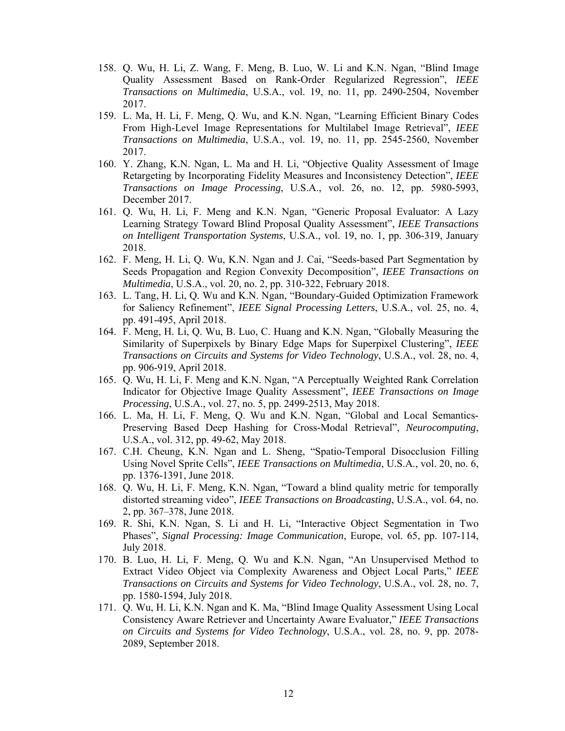158. Q. Wu, H. Li, Z. Wang, F. Meng, B. Luo, W. Li and K.N. Ngan, "Blind Image Quality Assessment Based on Rank-Order Regularized Regression", *IEEE Transactions on Multimedia*, U.S.A., vol. 19, no. 11, pp. 2490-2504, November 2017.
159. L. Ma, H. Li, F. Meng, Q. Wu, and K.N. Ngan, "Learning Efficient Binary Codes From High-Level Image Representations for Multilabel Image Retrieval", *IEEE Transactions on Multimedia*, U.S.A., vol. 19, no. 11, pp. 2545-2560, November 2017.
160. Y. Zhang, K.N. Ngan, L. Ma and H. Li, "Objective Quality Assessment of Image Retargeting by Incorporating Fidelity Measures and Inconsistency Detection", *IEEE Transactions on Image Processing*, U.S.A., vol. 26, no. 12, pp. 5980-5993, December 2017.
161. Q. Wu, H. Li, F. Meng and K.N. Ngan, "Generic Proposal Evaluator: A Lazy Learning Strategy Toward Blind Proposal Quality Assessment", *IEEE Transactions on Intelligent Transportation Systems*, U.S.A., vol. 19, no. 1, pp. 306-319, January 2018.
162. F. Meng, H. Li, Q. Wu, K.N. Ngan and J. Cai, "Seeds-based Part Segmentation by Seeds Propagation and Region Convexity Decomposition", *IEEE Transactions on Multimedia*, U.S.A., vol. 20, no. 2, pp. 310-322, February 2018.
163. L. Tang, H. Li, Q. Wu and K.N. Ngan, "Boundary-Guided Optimization Framework for Saliency Refinement", *IEEE Signal Processing Letters*, U.S.A., vol. 25, no. 4, pp. 491-495, April 2018.
164. F. Meng, H. Li, Q. Wu, B. Luo, C. Huang and K.N. Ngan, "Globally Measuring the Similarity of Superpixels by Binary Edge Maps for Superpixel Clustering", *IEEE Transactions on Circuits and Systems for Video Technology*, U.S.A., vol. 28, no. 4, pp. 906-919, April 2018.
165. Q. Wu, H. Li, F. Meng and K.N. Ngan, "A Perceptually Weighted Rank Correlation Indicator for Objective Image Quality Assessment", *IEEE Transactions on Image Processing*, U.S.A., vol. 27, no. 5, pp. 2499-2513, May 2018.
166. L. Ma, H. Li, F. Meng, Q. Wu and K.N. Ngan, "Global and Local Semantics-Preserving Based Deep Hashing for Cross-Modal Retrieval", *Neurocomputing*, U.S.A., vol. 312, pp. 49-62, May 2018.
167. C.H. Cheung, K.N. Ngan and L. Sheng, "Spatio-Temporal Disocclusion Filling Using Novel Sprite Cells", *IEEE Transactions on Multimedia*, U.S.A., vol. 20, no. 6, pp. 1376-1391, June 2018.
168. Q. Wu, H. Li, F. Meng, K.N. Ngan, "Toward a blind quality metric for temporally distorted streaming video", *IEEE Transactions on Broadcasting*, U.S.A., vol. 64, no. 2, pp. 367–378, June 2018.
169. R. Shi, K.N. Ngan, S. Li and H. Li, "Interactive Object Segmentation in Two Phases", *Signal Processing: Image Communication*, Europe, vol. 65, pp. 107-114, July 2018.
170. B. Luo, H. Li, F. Meng, Q. Wu and K.N. Ngan, "An Unsupervised Method to Extract Video Object via Complexity Awareness and Object Local Parts," *IEEE Transactions on Circuits and Systems for Video Technology*, U.S.A., vol. 28, no. 7, pp. 1580-1594, July 2018.
171. Q. Wu, H. Li, K.N. Ngan and K. Ma, "Blind Image Quality Assessment Using Local Consistency Aware Retriever and Uncertainty Aware Evaluator," *IEEE Transactions on Circuits and Systems for Video Technology*, U.S.A., vol. 28, no. 9, pp. 2078-2089, September 2018.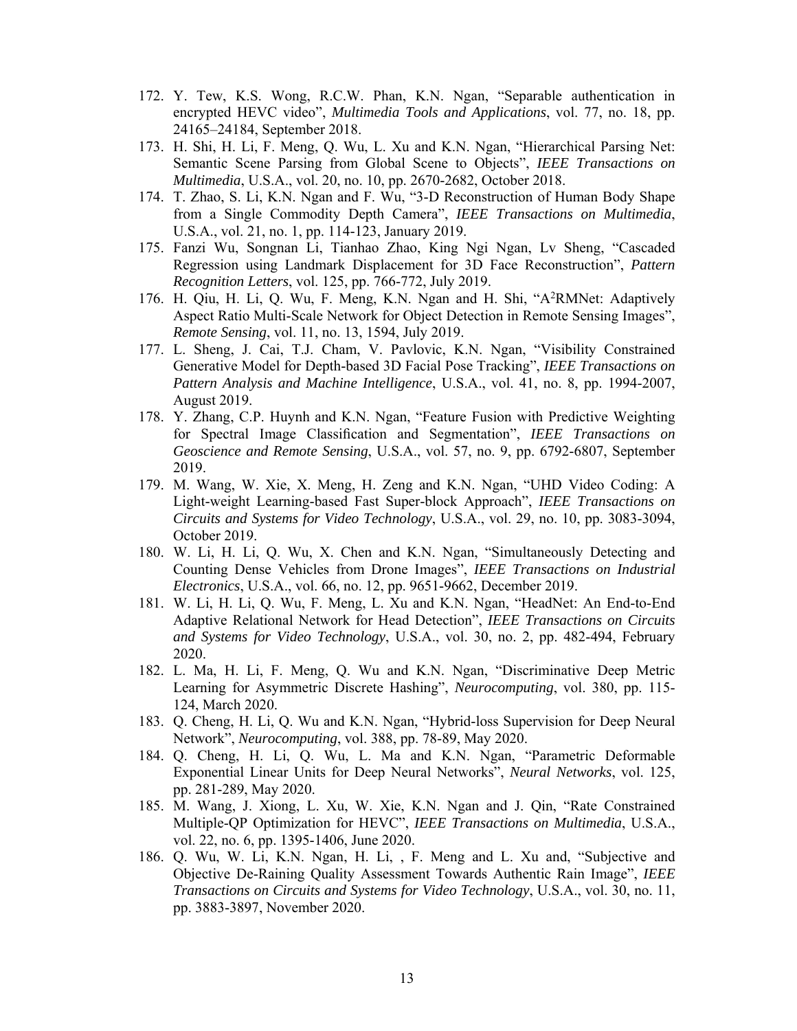172. Y. Tew, K.S. Wong, R.C.W. Phan, K.N. Ngan, "Separable authentication in encrypted HEVC video", *Multimedia Tools and Applications*, vol. 77, no. 18, pp. 24165–24184, September 2018.
173. H. Shi, H. Li, F. Meng, Q. Wu, L. Xu and K.N. Ngan, "Hierarchical Parsing Net: Semantic Scene Parsing from Global Scene to Objects", *IEEE Transactions on Multimedia*, U.S.A., vol. 20, no. 10, pp. 2670-2682, October 2018.
174. T. Zhao, S. Li, K.N. Ngan and F. Wu, "3-D Reconstruction of Human Body Shape from a Single Commodity Depth Camera", *IEEE Transactions on Multimedia*, U.S.A., vol. 21, no. 1, pp. 114-123, January 2019.
175. Fanzi Wu, Songnan Li, Tianhao Zhao, King Ngi Ngan, Lv Sheng, "Cascaded Regression using Landmark Displacement for 3D Face Reconstruction", *Pattern Recognition Letters*, vol. 125, pp. 766-772, July 2019.
176. H. Qiu, H. Li, Q. Wu, F. Meng, K.N. Ngan and H. Shi, "A$^2$RMNet: Adaptively Aspect Ratio Multi-Scale Network for Object Detection in Remote Sensing Images", *Remote Sensing*, vol. 11, no. 13, 1594, July 2019.
177. L. Sheng, J. Cai, T.J. Cham, V. Pavlovic, K.N. Ngan, "Visibility Constrained Generative Model for Depth-based 3D Facial Pose Tracking", *IEEE Transactions on Pattern Analysis and Machine Intelligence*, U.S.A., vol. 41, no. 8, pp. 1994-2007, August 2019.
178. Y. Zhang, C.P. Huynh and K.N. Ngan, "Feature Fusion with Predictive Weighting for Spectral Image Classification and Segmentation", *IEEE Transactions on Geoscience and Remote Sensing*, U.S.A., vol. 57, no. 9, pp. 6792-6807, September 2019.
179. M. Wang, W. Xie, X. Meng, H. Zeng and K.N. Ngan, "UHD Video Coding: A Light-weight Learning-based Fast Super-block Approach", *IEEE Transactions on Circuits and Systems for Video Technology*, U.S.A., vol. 29, no. 10, pp. 3083-3094, October 2019.
180. W. Li, H. Li, Q. Wu, X. Chen and K.N. Ngan, "Simultaneously Detecting and Counting Dense Vehicles from Drone Images", *IEEE Transactions on Industrial Electronics*, U.S.A., vol. 66, no. 12, pp. 9651-9662, December 2019.
181. W. Li, H. Li, Q. Wu, F. Meng, L. Xu and K.N. Ngan, "HeadNet: An End-to-End Adaptive Relational Network for Head Detection", *IEEE Transactions on Circuits and Systems for Video Technology*, U.S.A., vol. 30, no. 2, pp. 482-494, February 2020.
182. L. Ma, H. Li, F. Meng, Q. Wu and K.N. Ngan, "Discriminative Deep Metric Learning for Asymmetric Discrete Hashing", *Neurocomputing*, vol. 380, pp. 115-124, March 2020.
183. Q. Cheng, H. Li, Q. Wu and K.N. Ngan, "Hybrid-loss Supervision for Deep Neural Network", *Neurocomputing*, vol. 388, pp. 78-89, May 2020.
184. Q. Cheng, H. Li, Q. Wu, L. Ma and K.N. Ngan, "Parametric Deformable Exponential Linear Units for Deep Neural Networks", *Neural Networks*, vol. 125, pp. 281-289, May 2020.
185. M. Wang, J. Xiong, L. Xu, W. Xie, K.N. Ngan and J. Qin, "Rate Constrained Multiple-QP Optimization for HEVC", *IEEE Transactions on Multimedia*, U.S.A., vol. 22, no. 6, pp. 1395-1406, June 2020.
186. Q. Wu, W. Li, K.N. Ngan, H. Li, , F. Meng and L. Xu and, "Subjective and Objective De-Raining Quality Assessment Towards Authentic Rain Image", *IEEE Transactions on Circuits and Systems for Video Technology*, U.S.A., vol. 30, no. 11, pp. 3883-3897, November 2020.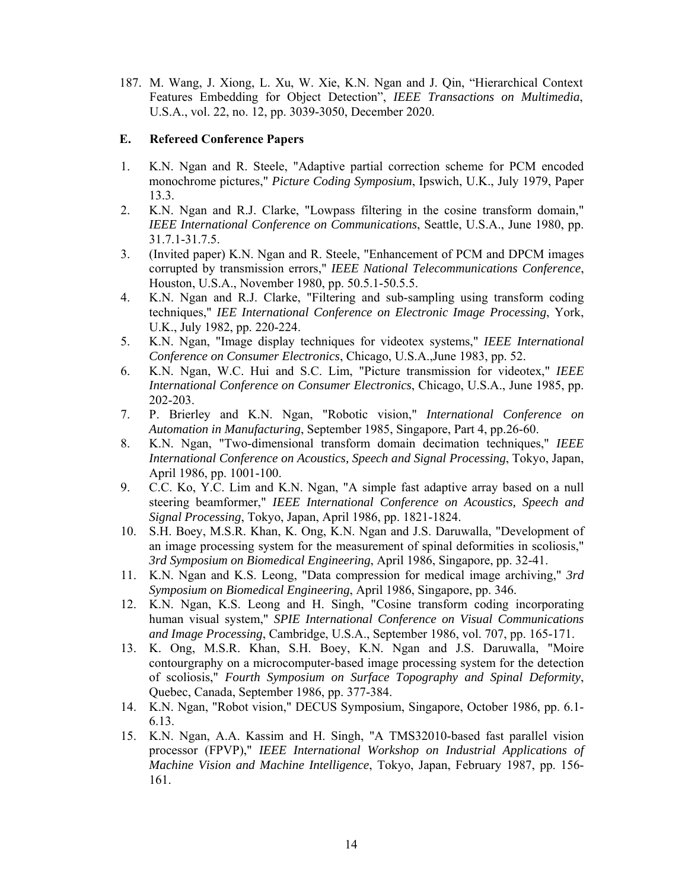187. M. Wang, J. Xiong, L. Xu, W. Xie, K.N. Ngan and J. Qin, “Hierarchical Context Features Embedding for Object Detection”, *IEEE Transactions on Multimedia*, U.S.A., vol. 22, no. 12, pp. 3039-3050, December 2020.

## E. Refereed Conference Papers

1. K.N. Ngan and R. Steele, "Adaptive partial correction scheme for PCM encoded monochrome pictures," *Picture Coding Symposium*, Ipswich, U.K., July 1979, Paper 13.3.
2. K.N. Ngan and R.J. Clarke, "Lowpass filtering in the cosine transform domain," *IEEE International Conference on Communications*, Seattle, U.S.A., June 1980, pp. 31.7.1-31.7.5.
3. (Invited paper) K.N. Ngan and R. Steele, "Enhancement of PCM and DPCM images corrupted by transmission errors," *IEEE National Telecommunications Conference*, Houston, U.S.A., November 1980, pp. 50.5.1-50.5.5.
4. K.N. Ngan and R.J. Clarke, "Filtering and sub-sampling using transform coding techniques," *IEE International Conference on Electronic Image Processing*, York, U.K., July 1982, pp. 220-224.
5. K.N. Ngan, "Image display techniques for videotex systems," *IEEE International Conference on Consumer Electronics*, Chicago, U.S.A.,June 1983, pp. 52.
6. K.N. Ngan, W.C. Hui and S.C. Lim, "Picture transmission for videotex," *IEEE International Conference on Consumer Electronics*, Chicago, U.S.A., June 1985, pp. 202-203.
7. P. Brierley and K.N. Ngan, "Robotic vision," *International Conference on Automation in Manufacturing*, September 1985, Singapore, Part 4, pp.26-60.
8. K.N. Ngan, "Two-dimensional transform domain decimation techniques," *IEEE International Conference on Acoustics, Speech and Signal Processing*, Tokyo, Japan, April 1986, pp. 1001-100.
9. C.C. Ko, Y.C. Lim and K.N. Ngan, "A simple fast adaptive array based on a null steering beamformer," *IEEE International Conference on Acoustics, Speech and Signal Processing*, Tokyo, Japan, April 1986, pp. 1821-1824.
10. S.H. Boey, M.S.R. Khan, K. Ong, K.N. Ngan and J.S. Daruwalla, "Development of an image processing system for the measurement of spinal deformities in scoliosis," *3rd Symposium on Biomedical Engineering*, April 1986, Singapore, pp. 32-41.
11. K.N. Ngan and K.S. Leong, "Data compression for medical image archiving," *3rd Symposium on Biomedical Engineering*, April 1986, Singapore, pp. 346.
12. K.N. Ngan, K.S. Leong and H. Singh, "Cosine transform coding incorporating human visual system," *SPIE International Conference on Visual Communications and Image Processing*, Cambridge, U.S.A., September 1986, vol. 707, pp. 165-171.
13. K. Ong, M.S.R. Khan, S.H. Boey, K.N. Ngan and J.S. Daruwalla, "Moire contourgraphy on a microcomputer-based image processing system for the detection of scoliosis," *Fourth Symposium on Surface Topography and Spinal Deformity*, Quebec, Canada, September 1986, pp. 377-384.
14. K.N. Ngan, "Robot vision," DECUS Symposium, Singapore, October 1986, pp. 6.1-6.13.
15. K.N. Ngan, A.A. Kassim and H. Singh, "A TMS32010-based fast parallel vision processor (FPVP)," *IEEE International Workshop on Industrial Applications of Machine Vision and Machine Intelligence*, Tokyo, Japan, February 1987, pp. 156-161.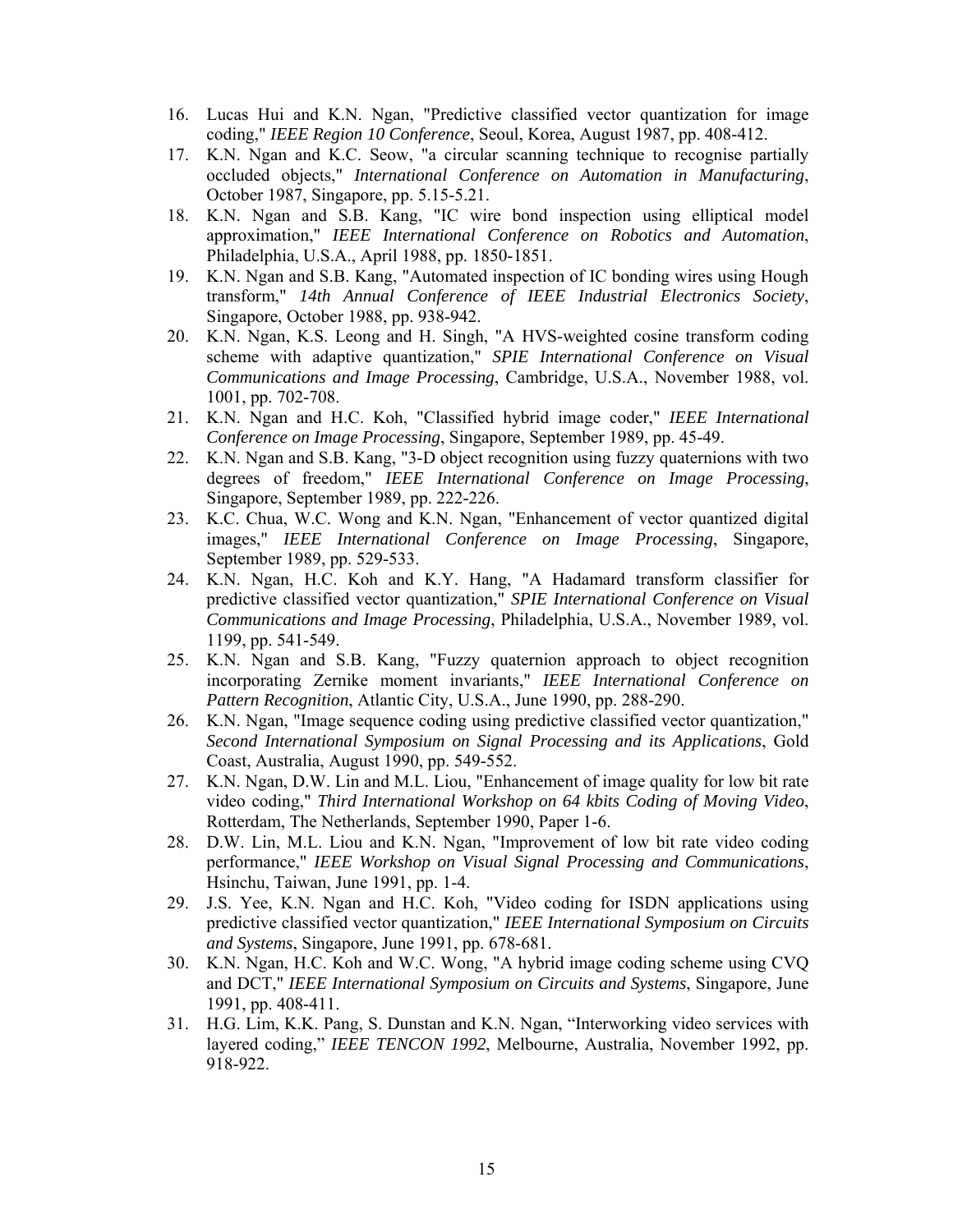16. Lucas Hui and K.N. Ngan, "Predictive classified vector quantization for image coding," *IEEE Region 10 Conference*, Seoul, Korea, August 1987, pp. 408-412.
17. K.N. Ngan and K.C. Seow, "a circular scanning technique to recognise partially occluded objects," *International Conference on Automation in Manufacturing*, October 1987, Singapore, pp. 5.15-5.21.
18. K.N. Ngan and S.B. Kang, "IC wire bond inspection using elliptical model approximation," *IEEE International Conference on Robotics and Automation*, Philadelphia, U.S.A., April 1988, pp. 1850-1851.
19. K.N. Ngan and S.B. Kang, "Automated inspection of IC bonding wires using Hough transform," *14th Annual Conference of IEEE Industrial Electronics Society*, Singapore, October 1988, pp. 938-942.
20. K.N. Ngan, K.S. Leong and H. Singh, "A HVS-weighted cosine transform coding scheme with adaptive quantization," *SPIE International Conference on Visual Communications and Image Processing*, Cambridge, U.S.A., November 1988, vol. 1001, pp. 702-708.
21. K.N. Ngan and H.C. Koh, "Classified hybrid image coder," *IEEE International Conference on Image Processing*, Singapore, September 1989, pp. 45-49.
22. K.N. Ngan and S.B. Kang, "3-D object recognition using fuzzy quaternions with two degrees of freedom," *IEEE International Conference on Image Processing*, Singapore, September 1989, pp. 222-226.
23. K.C. Chua, W.C. Wong and K.N. Ngan, "Enhancement of vector quantized digital images," *IEEE International Conference on Image Processing*, Singapore, September 1989, pp. 529-533.
24. K.N. Ngan, H.C. Koh and K.Y. Hang, "A Hadamard transform classifier for predictive classified vector quantization," *SPIE International Conference on Visual Communications and Image Processing*, Philadelphia, U.S.A., November 1989, vol. 1199, pp. 541-549.
25. K.N. Ngan and S.B. Kang, "Fuzzy quaternion approach to object recognition incorporating Zernike moment invariants," *IEEE International Conference on Pattern Recognition*, Atlantic City, U.S.A., June 1990, pp. 288-290.
26. K.N. Ngan, "Image sequence coding using predictive classified vector quantization," *Second International Symposium on Signal Processing and its Applications*, Gold Coast, Australia, August 1990, pp. 549-552.
27. K.N. Ngan, D.W. Lin and M.L. Liou, "Enhancement of image quality for low bit rate video coding," *Third International Workshop on 64 kbits Coding of Moving Video*, Rotterdam, The Netherlands, September 1990, Paper 1-6.
28. D.W. Lin, M.L. Liou and K.N. Ngan, "Improvement of low bit rate video coding performance," *IEEE Workshop on Visual Signal Processing and Communications*, Hsinchu, Taiwan, June 1991, pp. 1-4.
29. J.S. Yee, K.N. Ngan and H.C. Koh, "Video coding for ISDN applications using predictive classified vector quantization," *IEEE International Symposium on Circuits and Systems*, Singapore, June 1991, pp. 678-681.
30. K.N. Ngan, H.C. Koh and W.C. Wong, "A hybrid image coding scheme using CVQ and DCT," *IEEE International Symposium on Circuits and Systems*, Singapore, June 1991, pp. 408-411.
31. H.G. Lim, K.K. Pang, S. Dunstan and K.N. Ngan, "Interworking video services with layered coding," *IEEE TENCON 1992*, Melbourne, Australia, November 1992, pp. 918-922.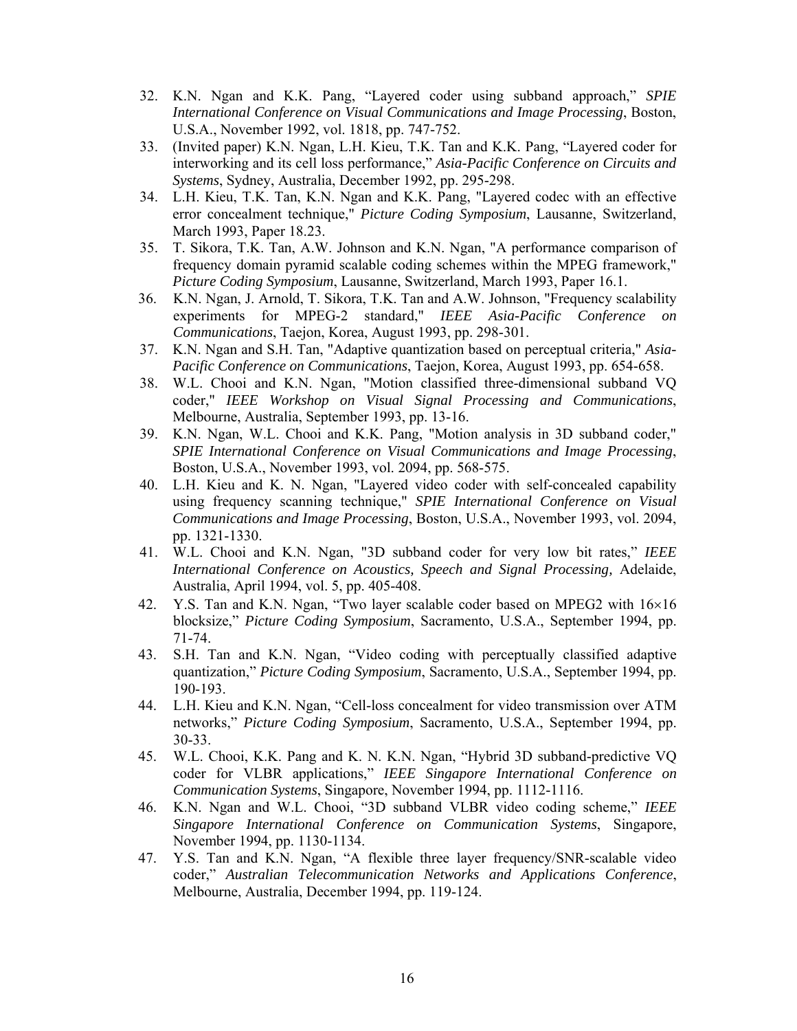32. K.N. Ngan and K.K. Pang, “Layered coder using subband approach,” *SPIE International Conference on Visual Communications and Image Processing*, Boston, U.S.A., November 1992, vol. 1818, pp. 747-752.
33. (Invited paper) K.N. Ngan, L.H. Kieu, T.K. Tan and K.K. Pang, “Layered coder for interworking and its cell loss performance,” *Asia-Pacific Conference on Circuits and Systems*, Sydney, Australia, December 1992, pp. 295-298.
34. L.H. Kieu, T.K. Tan, K.N. Ngan and K.K. Pang, "Layered codec with an effective error concealment technique," *Picture Coding Symposium*, Lausanne, Switzerland, March 1993, Paper 18.23.
35. T. Sikora, T.K. Tan, A.W. Johnson and K.N. Ngan, "A performance comparison of frequency domain pyramid scalable coding schemes within the MPEG framework," *Picture Coding Symposium*, Lausanne, Switzerland, March 1993, Paper 16.1.
36. K.N. Ngan, J. Arnold, T. Sikora, T.K. Tan and A.W. Johnson, "Frequency scalability experiments for MPEG-2 standard," *IEEE Asia-Pacific Conference on Communications*, Taejon, Korea, August 1993, pp. 298-301.
37. K.N. Ngan and S.H. Tan, "Adaptive quantization based on perceptual criteria," *Asia-Pacific Conference on Communications*, Taejon, Korea, August 1993, pp. 654-658.
38. W.L. Chooi and K.N. Ngan, "Motion classified three-dimensional subband VQ coder," *IEEE Workshop on Visual Signal Processing and Communications*, Melbourne, Australia, September 1993, pp. 13-16.
39. K.N. Ngan, W.L. Chooi and K.K. Pang, "Motion analysis in 3D subband coder," *SPIE International Conference on Visual Communications and Image Processing*, Boston, U.S.A., November 1993, vol. 2094, pp. 568-575.
40. L.H. Kieu and K. N. Ngan, "Layered video coder with self-concealed capability using frequency scanning technique," *SPIE International Conference on Visual Communications and Image Processing*, Boston, U.S.A., November 1993, vol. 2094, pp. 1321-1330.
41. W.L. Chooi and K.N. Ngan, "3D subband coder for very low bit rates," *IEEE International Conference on Acoustics, Speech and Signal Processing,* Adelaide, Australia, April 1994, vol. 5, pp. 405-408.
42. Y.S. Tan and K.N. Ngan, “Two layer scalable coder based on MPEG2 with 16×16 blocksize,” *Picture Coding Symposium*, Sacramento, U.S.A., September 1994, pp. 71-74.
43. S.H. Tan and K.N. Ngan, “Video coding with perceptually classified adaptive quantization,” *Picture Coding Symposium*, Sacramento, U.S.A., September 1994, pp. 190-193.
44. L.H. Kieu and K.N. Ngan, “Cell-loss concealment for video transmission over ATM networks,” *Picture Coding Symposium*, Sacramento, U.S.A., September 1994, pp. 30-33.
45. W.L. Chooi, K.K. Pang and K. N. K.N. Ngan, “Hybrid 3D subband-predictive VQ coder for VLBR applications,” *IEEE Singapore International Conference on Communication Systems*, Singapore, November 1994, pp. 1112-1116.
46. K.N. Ngan and W.L. Chooi, “3D subband VLBR video coding scheme,” *IEEE Singapore International Conference on Communication Systems*, Singapore, November 1994, pp. 1130-1134.
47. Y.S. Tan and K.N. Ngan, “A flexible three layer frequency/SNR-scalable video coder,” *Australian Telecommunication Networks and Applications Conference*, Melbourne, Australia, December 1994, pp. 119-124.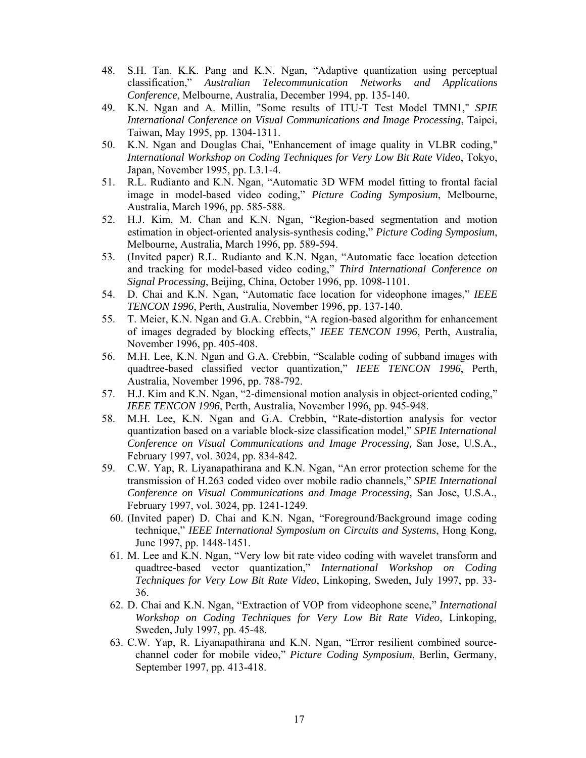48. S.H. Tan, K.K. Pang and K.N. Ngan, “Adaptive quantization using perceptual classification,” *Australian Telecommunication Networks and Applications Conference*, Melbourne, Australia, December 1994, pp. 135-140.
49. K.N. Ngan and A. Millin, "Some results of ITU-T Test Model TMN1," *SPIE International Conference on Visual Communications and Image Processing*, Taipei, Taiwan, May 1995, pp. 1304-1311.
50. K.N. Ngan and Douglas Chai, "Enhancement of image quality in VLBR coding," *International Workshop on Coding Techniques for Very Low Bit Rate Video*, Tokyo, Japan, November 1995, pp. L3.1-4.
51. R.L. Rudianto and K.N. Ngan, “Automatic 3D WFM model fitting to frontal facial image in model-based video coding,” *Picture Coding Symposium*, Melbourne, Australia, March 1996, pp. 585-588.
52. H.J. Kim, M. Chan and K.N. Ngan, “Region-based segmentation and motion estimation in object-oriented analysis-synthesis coding,” *Picture Coding Symposium*, Melbourne, Australia, March 1996, pp. 589-594.
53. (Invited paper) R.L. Rudianto and K.N. Ngan, “Automatic face location detection and tracking for model-based video coding,” *Third International Conference on Signal Processing*, Beijing, China, October 1996, pp. 1098-1101.
54. D. Chai and K.N. Ngan, “Automatic face location for videophone images,” *IEEE TENCON 1996*, Perth, Australia, November 1996, pp. 137-140.
55. T. Meier, K.N. Ngan and G.A. Crebbin, “A region-based algorithm for enhancement of images degraded by blocking effects,” *IEEE TENCON 1996*, Perth, Australia, November 1996, pp. 405-408.
56. M.H. Lee, K.N. Ngan and G.A. Crebbin, “Scalable coding of subband images with quadtree-based classified vector quantization,” *IEEE TENCON 1996*, Perth, Australia, November 1996, pp. 788-792.
57. H.J. Kim and K.N. Ngan, “2-dimensional motion analysis in object-oriented coding,” *IEEE TENCON 1996*, Perth, Australia, November 1996, pp. 945-948.
58. M.H. Lee, K.N. Ngan and G.A. Crebbin, “Rate-distortion analysis for vector quantization based on a variable block-size classification model,” *SPIE International Conference on Visual Communications and Image Processing,* San Jose, U.S.A., February 1997, vol. 3024, pp. 834-842.
59. C.W. Yap, R. Liyanapathirana and K.N. Ngan, “An error protection scheme for the transmission of H.263 coded video over mobile radio channels,” *SPIE International Conference on Visual Communications and Image Processing,* San Jose, U.S.A., February 1997, vol. 3024, pp. 1241-1249.
60. (Invited paper) D. Chai and K.N. Ngan, “Foreground/Background image coding technique,” *IEEE International Symposium on Circuits and Systems*, Hong Kong, June 1997, pp. 1448-1451.
61. M. Lee and K.N. Ngan, “Very low bit rate video coding with wavelet transform and quadtree-based vector quantization,” *International Workshop on Coding Techniques for Very Low Bit Rate Video*, Linkoping, Sweden, July 1997, pp. 33-36.
62. D. Chai and K.N. Ngan, “Extraction of VOP from videophone scene,” *International Workshop on Coding Techniques for Very Low Bit Rate Video*, Linkoping, Sweden, July 1997, pp. 45-48.
63. C.W. Yap, R. Liyanapathirana and K.N. Ngan, “Error resilient combined source-channel coder for mobile video,” *Picture Coding Symposium*, Berlin, Germany, September 1997, pp. 413-418.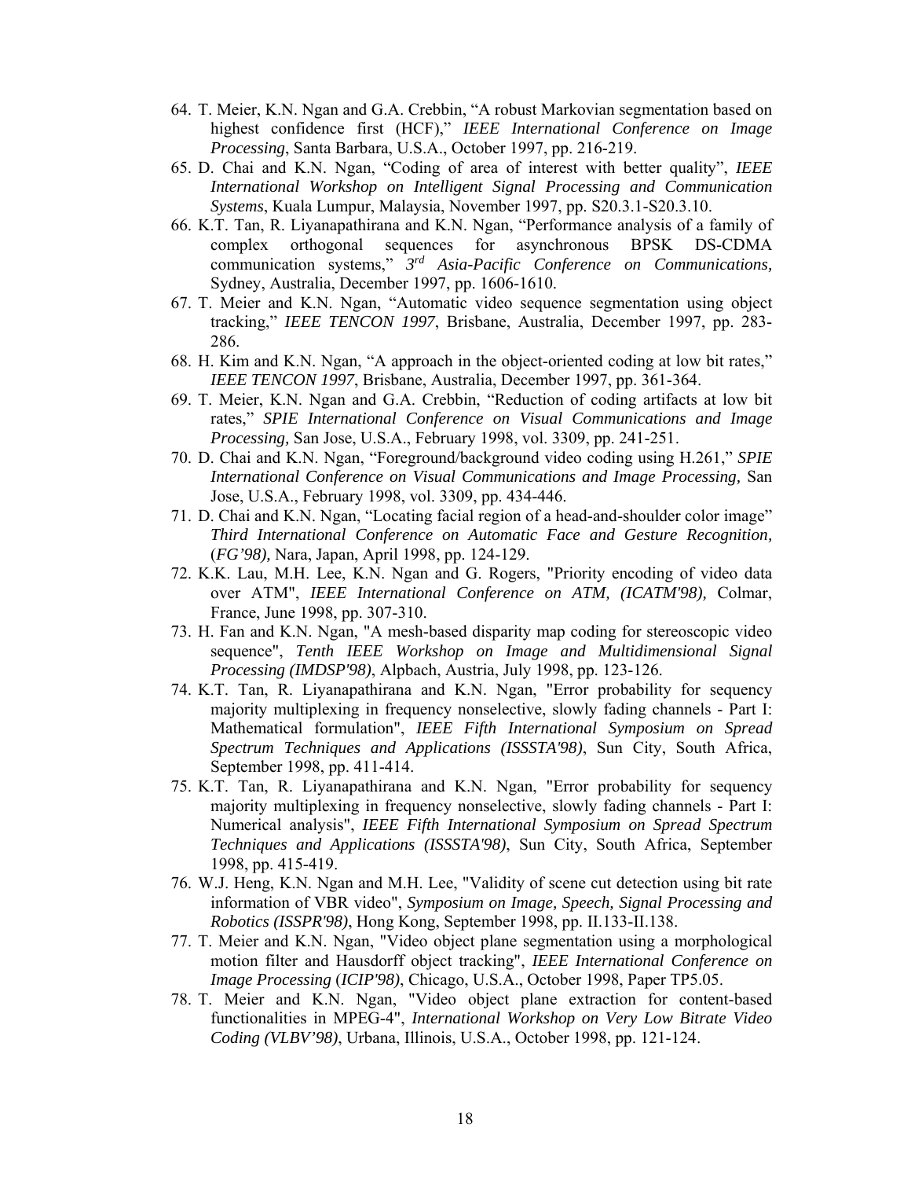64. T. Meier, K.N. Ngan and G.A. Crebbin, “A robust Markovian segmentation based on highest confidence first (HCF),” *IEEE International Conference on Image Processing*, Santa Barbara, U.S.A., October 1997, pp. 216-219.
65. D. Chai and K.N. Ngan, “Coding of area of interest with better quality”, *IEEE International Workshop on Intelligent Signal Processing and Communication Systems*, Kuala Lumpur, Malaysia, November 1997, pp. S20.3.1-S20.3.10.
66. K.T. Tan, R. Liyanapathirana and K.N. Ngan, “Performance analysis of a family of complex orthogonal sequences for asynchronous BPSK DS-CDMA communication systems,” *3rd Asia-Pacific Conference on Communications,* Sydney, Australia, December 1997, pp. 1606-1610.
67. T. Meier and K.N. Ngan, “Automatic video sequence segmentation using object tracking,” *IEEE TENCON 1997*, Brisbane, Australia, December 1997, pp. 283-286.
68. H. Kim and K.N. Ngan, “A approach in the object-oriented coding at low bit rates,” *IEEE TENCON 1997*, Brisbane, Australia, December 1997, pp. 361-364.
69. T. Meier, K.N. Ngan and G.A. Crebbin, “Reduction of coding artifacts at low bit rates,” *SPIE International Conference on Visual Communications and Image Processing,* San Jose, U.S.A., February 1998, vol. 3309, pp. 241-251.
70. D. Chai and K.N. Ngan, “Foreground/background video coding using H.261,” *SPIE International Conference on Visual Communications and Image Processing,* San Jose, U.S.A., February 1998, vol. 3309, pp. 434-446.
71. D. Chai and K.N. Ngan, “Locating facial region of a head-and-shoulder color image” *Third International Conference on Automatic Face and Gesture Recognition,* (*FG’98),* Nara, Japan, April 1998, pp. 124-129.
72. K.K. Lau, M.H. Lee, K.N. Ngan and G. Rogers, "Priority encoding of video data over ATM", *IEEE International Conference on ATM, (ICATM'98),* Colmar, France, June 1998, pp. 307-310.
73. H. Fan and K.N. Ngan, "A mesh-based disparity map coding for stereoscopic video sequence", *Tenth IEEE Workshop on Image and Multidimensional Signal Processing (IMDSP'98)*, Alpbach, Austria, July 1998, pp. 123-126.
74. K.T. Tan, R. Liyanapathirana and K.N. Ngan, "Error probability for sequency majority multiplexing in frequency nonselective, slowly fading channels - Part I: Mathematical formulation", *IEEE Fifth International Symposium on Spread Spectrum Techniques and Applications (ISSSTA'98)*, Sun City, South Africa, September 1998, pp. 411-414.
75. K.T. Tan, R. Liyanapathirana and K.N. Ngan, "Error probability for sequency majority multiplexing in frequency nonselective, slowly fading channels - Part I: Numerical analysis", *IEEE Fifth International Symposium on Spread Spectrum Techniques and Applications (ISSSTA'98)*, Sun City, South Africa, September 1998, pp. 415-419.
76. W.J. Heng, K.N. Ngan and M.H. Lee, "Validity of scene cut detection using bit rate information of VBR video", *Symposium on Image, Speech, Signal Processing and Robotics (ISSPR'98)*, Hong Kong, September 1998, pp. II.133-II.138.
77. T. Meier and K.N. Ngan, "Video object plane segmentation using a morphological motion filter and Hausdorff object tracking", *IEEE International Conference on Image Processing* (*ICIP'98)*, Chicago, U.S.A., October 1998, Paper TP5.05.
78. T. Meier and K.N. Ngan, "Video object plane extraction for content-based functionalities in MPEG-4", *International Workshop on Very Low Bitrate Video Coding (VLBV’98)*, Urbana, Illinois, U.S.A., October 1998, pp. 121-124.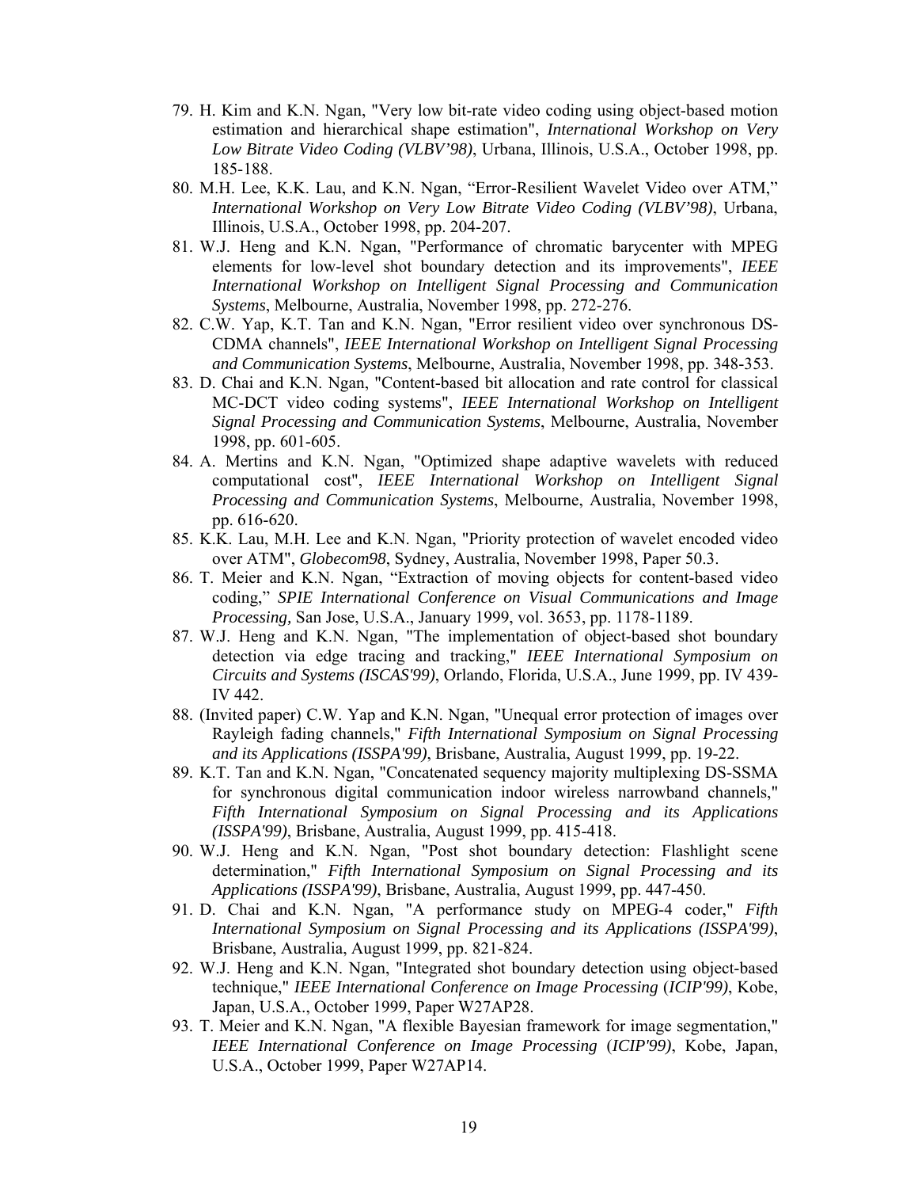79. H. Kim and K.N. Ngan, "Very low bit-rate video coding using object-based motion estimation and hierarchical shape estimation", *International Workshop on Very Low Bitrate Video Coding (VLBV'98)*, Urbana, Illinois, U.S.A., October 1998, pp. 185-188.
80. M.H. Lee, K.K. Lau, and K.N. Ngan, "Error-Resilient Wavelet Video over ATM," *International Workshop on Very Low Bitrate Video Coding (VLBV'98)*, Urbana, Illinois, U.S.A., October 1998, pp. 204-207.
81. W.J. Heng and K.N. Ngan, "Performance of chromatic barycenter with MPEG elements for low-level shot boundary detection and its improvements", *IEEE International Workshop on Intelligent Signal Processing and Communication Systems*, Melbourne, Australia, November 1998, pp. 272-276.
82. C.W. Yap, K.T. Tan and K.N. Ngan, "Error resilient video over synchronous DS-CDMA channels", *IEEE International Workshop on Intelligent Signal Processing and Communication Systems*, Melbourne, Australia, November 1998, pp. 348-353.
83. D. Chai and K.N. Ngan, "Content-based bit allocation and rate control for classical MC-DCT video coding systems", *IEEE International Workshop on Intelligent Signal Processing and Communication Systems*, Melbourne, Australia, November 1998, pp. 601-605.
84. A. Mertins and K.N. Ngan, "Optimized shape adaptive wavelets with reduced computational cost", *IEEE International Workshop on Intelligent Signal Processing and Communication Systems*, Melbourne, Australia, November 1998, pp. 616-620.
85. K.K. Lau, M.H. Lee and K.N. Ngan, "Priority protection of wavelet encoded video over ATM", *Globecom98*, Sydney, Australia, November 1998, Paper 50.3.
86. T. Meier and K.N. Ngan, "Extraction of moving objects for content-based video coding," *SPIE International Conference on Visual Communications and Image Processing,* San Jose, U.S.A., January 1999, vol. 3653, pp. 1178-1189.
87. W.J. Heng and K.N. Ngan, "The implementation of object-based shot boundary detection via edge tracing and tracking," *IEEE International Symposium on Circuits and Systems (ISCAS'99)*, Orlando, Florida, U.S.A., June 1999, pp. IV 439-IV 442.
88. (Invited paper) C.W. Yap and K.N. Ngan, "Unequal error protection of images over Rayleigh fading channels," *Fifth International Symposium on Signal Processing and its Applications (ISSPA'99)*, Brisbane, Australia, August 1999, pp. 19-22.
89. K.T. Tan and K.N. Ngan, "Concatenated sequency majority multiplexing DS-SSMA for synchronous digital communication indoor wireless narrowband channels," *Fifth International Symposium on Signal Processing and its Applications (ISSPA'99)*, Brisbane, Australia, August 1999, pp. 415-418.
90. W.J. Heng and K.N. Ngan, "Post shot boundary detection: Flashlight scene determination," *Fifth International Symposium on Signal Processing and its Applications (ISSPA'99)*, Brisbane, Australia, August 1999, pp. 447-450.
91. D. Chai and K.N. Ngan, "A performance study on MPEG-4 coder," *Fifth International Symposium on Signal Processing and its Applications (ISSPA'99)*, Brisbane, Australia, August 1999, pp. 821-824.
92. W.J. Heng and K.N. Ngan, "Integrated shot boundary detection using object-based technique," *IEEE International Conference on Image Processing* (*ICIP'99)*, Kobe, Japan, U.S.A., October 1999, Paper W27AP28.
93. T. Meier and K.N. Ngan, "A flexible Bayesian framework for image segmentation," *IEEE International Conference on Image Processing* (*ICIP'99)*, Kobe, Japan, U.S.A., October 1999, Paper W27AP14.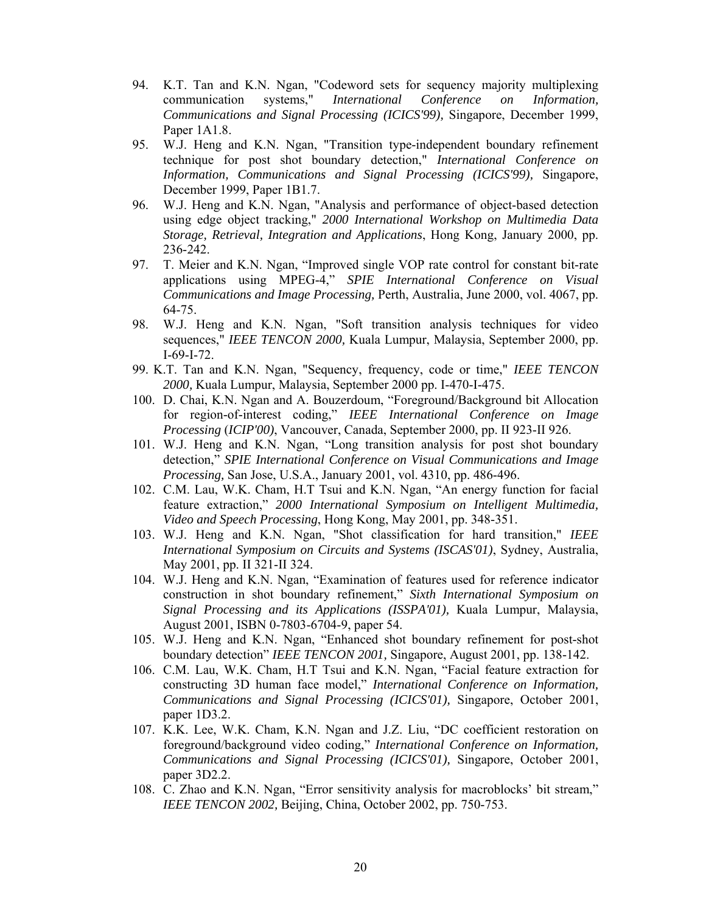94. K.T. Tan and K.N. Ngan, "Codeword sets for sequency majority multiplexing communication systems," *International Conference on Information, Communications and Signal Processing (ICICS'99),* Singapore, December 1999, Paper 1A1.8.
95. W.J. Heng and K.N. Ngan, "Transition type-independent boundary refinement technique for post shot boundary detection," *International Conference on Information, Communications and Signal Processing (ICICS'99),* Singapore, December 1999, Paper 1B1.7.
96. W.J. Heng and K.N. Ngan, "Analysis and performance of object-based detection using edge object tracking," *2000 International Workshop on Multimedia Data Storage, Retrieval, Integration and Applications*, Hong Kong, January 2000, pp. 236-242.
97. T. Meier and K.N. Ngan, "Improved single VOP rate control for constant bit-rate applications using MPEG-4," *SPIE International Conference on Visual Communications and Image Processing,* Perth, Australia, June 2000, vol. 4067, pp. 64-75.
98. W.J. Heng and K.N. Ngan, "Soft transition analysis techniques for video sequences," *IEEE TENCON 2000,* Kuala Lumpur, Malaysia, September 2000, pp. I-69-I-72.
99. K.T. Tan and K.N. Ngan, "Sequency, frequency, code or time," *IEEE TENCON 2000,* Kuala Lumpur, Malaysia, September 2000 pp. I-470-I-475.
100. D. Chai, K.N. Ngan and A. Bouzerdoum, "Foreground/Background bit Allocation for region-of-interest coding," *IEEE International Conference on Image Processing* (*ICIP'00)*, Vancouver, Canada, September 2000, pp. II 923-II 926.
101. W.J. Heng and K.N. Ngan, "Long transition analysis for post shot boundary detection," *SPIE International Conference on Visual Communications and Image Processing,* San Jose, U.S.A., January 2001, vol. 4310, pp. 486-496.
102. C.M. Lau, W.K. Cham, H.T Tsui and K.N. Ngan, "An energy function for facial feature extraction," *2000 International Symposium on Intelligent Multimedia, Video and Speech Processing*, Hong Kong, May 2001, pp. 348-351.
103. W.J. Heng and K.N. Ngan, "Shot classification for hard transition," *IEEE International Symposium on Circuits and Systems (ISCAS'01)*, Sydney, Australia, May 2001, pp. II 321-II 324.
104. W.J. Heng and K.N. Ngan, "Examination of features used for reference indicator construction in shot boundary refinement," *Sixth International Symposium on Signal Processing and its Applications (ISSPA'01),* Kuala Lumpur, Malaysia, August 2001, ISBN 0-7803-6704-9, paper 54.
105. W.J. Heng and K.N. Ngan, "Enhanced shot boundary refinement for post-shot boundary detection" *IEEE TENCON 2001,* Singapore, August 2001, pp. 138-142.
106. C.M. Lau, W.K. Cham, H.T Tsui and K.N. Ngan, "Facial feature extraction for constructing 3D human face model," *International Conference on Information, Communications and Signal Processing (ICICS'01),* Singapore, October 2001, paper 1D3.2.
107. K.K. Lee, W.K. Cham, K.N. Ngan and J.Z. Liu, "DC coefficient restoration on foreground/background video coding," *International Conference on Information, Communications and Signal Processing (ICICS'01),* Singapore, October 2001, paper 3D2.2.
108. C. Zhao and K.N. Ngan, "Error sensitivity analysis for macroblocks' bit stream," *IEEE TENCON 2002,* Beijing, China, October 2002, pp. 750-753.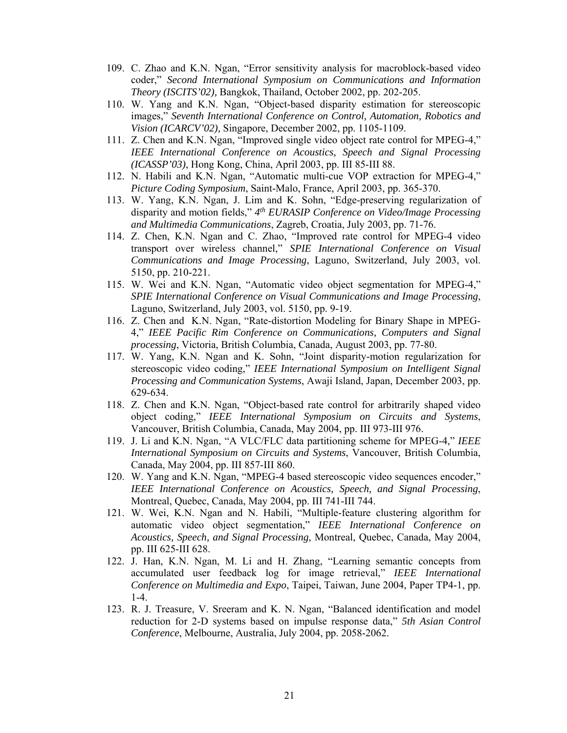109. C. Zhao and K.N. Ngan, "Error sensitivity analysis for macroblock-based video coder," *Second International Symposium on Communications and Information Theory (ISCITS'02),* Bangkok, Thailand, October 2002, pp. 202-205.
110. W. Yang and K.N. Ngan, "Object-based disparity estimation for stereoscopic images," *Seventh International Conference on Control, Automation, Robotics and Vision (ICARCV'02),* Singapore, December 2002, pp. 1105-1109.
111. Z. Chen and K.N. Ngan, "Improved single video object rate control for MPEG-4," *IEEE International Conference on Acoustics, Speech and Signal Processing (ICASSP'03)*, Hong Kong, China, April 2003, pp. III 85-III 88.
112. N. Habili and K.N. Ngan, "Automatic multi-cue VOP extraction for MPEG-4," *Picture Coding Symposium*, Saint-Malo, France, April 2003, pp. 365-370.
113. W. Yang, K.N. Ngan, J. Lim and K. Sohn, "Edge-preserving regularization of disparity and motion fields," *4th EURASIP Conference on Video/Image Processing and Multimedia Communications*, Zagreb, Croatia, July 2003, pp. 71-76.
114. Z. Chen, K.N. Ngan and C. Zhao, "Improved rate control for MPEG-4 video transport over wireless channel," *SPIE International Conference on Visual Communications and Image Processing*, Laguno, Switzerland, July 2003, vol. 5150, pp. 210-221.
115. W. Wei and K.N. Ngan, "Automatic video object segmentation for MPEG-4," *SPIE International Conference on Visual Communications and Image Processing*, Laguno, Switzerland, July 2003, vol. 5150, pp. 9-19.
116. Z. Chen and K.N. Ngan, "Rate-distortion Modeling for Binary Shape in MPEG-4," *IEEE Pacific Rim Conference on Communications, Computers and Signal processing*, Victoria, British Columbia, Canada, August 2003, pp. 77-80.
117. W. Yang, K.N. Ngan and K. Sohn, "Joint disparity-motion regularization for stereoscopic video coding," *IEEE International Symposium on Intelligent Signal Processing and Communication Systems*, Awaji Island, Japan, December 2003, pp. 629-634.
118. Z. Chen and K.N. Ngan, "Object-based rate control for arbitrarily shaped video object coding," *IEEE International Symposium on Circuits and Systems*, Vancouver, British Columbia, Canada, May 2004, pp. III 973-III 976.
119. J. Li and K.N. Ngan, "A VLC/FLC data partitioning scheme for MPEG-4," *IEEE International Symposium on Circuits and Systems*, Vancouver, British Columbia, Canada, May 2004, pp. III 857-III 860.
120. W. Yang and K.N. Ngan, "MPEG-4 based stereoscopic video sequences encoder," *IEEE International Conference on Acoustics, Speech, and Signal Processing*, Montreal, Quebec, Canada, May 2004, pp. III 741-III 744.
121. W. Wei, K.N. Ngan and N. Habili, "Multiple-feature clustering algorithm for automatic video object segmentation," *IEEE International Conference on Acoustics, Speech, and Signal Processing*, Montreal, Quebec, Canada, May 2004, pp. III 625-III 628.
122. J. Han, K.N. Ngan, M. Li and H. Zhang, "Learning semantic concepts from accumulated user feedback log for image retrieval," *IEEE International Conference on Multimedia and Expo*, Taipei, Taiwan, June 2004, Paper TP4-1, pp. 1-4.
123. R. J. Treasure, V. Sreeram and K. N. Ngan, "Balanced identification and model reduction for 2-D systems based on impulse response data," *5th Asian Control Conference*, Melbourne, Australia, July 2004, pp. 2058-2062.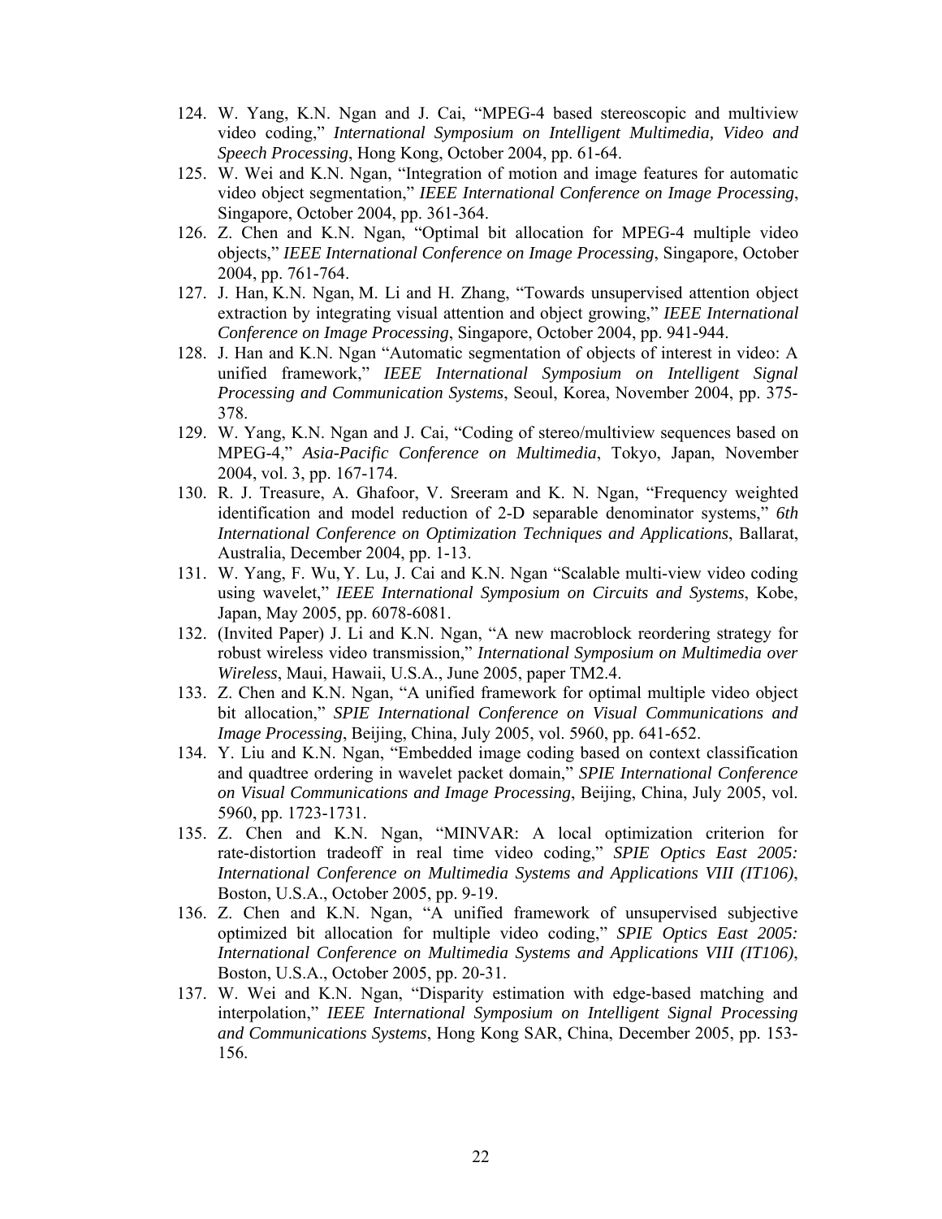124. W. Yang, K.N. Ngan and J. Cai, "MPEG-4 based stereoscopic and multiview video coding," *International Symposium on Intelligent Multimedia, Video and Speech Processing*, Hong Kong, October 2004, pp. 61-64.
125. W. Wei and K.N. Ngan, "Integration of motion and image features for automatic video object segmentation," *IEEE International Conference on Image Processing*, Singapore, October 2004, pp. 361-364.
126. Z. Chen and K.N. Ngan, "Optimal bit allocation for MPEG-4 multiple video objects," *IEEE International Conference on Image Processing*, Singapore, October 2004, pp. 761-764.
127. J. Han, K.N. Ngan, M. Li and H. Zhang, "Towards unsupervised attention object extraction by integrating visual attention and object growing," *IEEE International Conference on Image Processing*, Singapore, October 2004, pp. 941-944.
128. J. Han and K.N. Ngan "Automatic segmentation of objects of interest in video: A unified framework," *IEEE International Symposium on Intelligent Signal Processing and Communication Systems*, Seoul, Korea, November 2004, pp. 375-378.
129. W. Yang, K.N. Ngan and J. Cai, "Coding of stereo/multiview sequences based on MPEG-4," *Asia-Pacific Conference on Multimedia*, Tokyo, Japan, November 2004, vol. 3, pp. 167-174.
130. R. J. Treasure, A. Ghafoor, V. Sreeram and K. N. Ngan, "Frequency weighted identification and model reduction of 2-D separable denominator systems," *6th International Conference on Optimization Techniques and Applications*, Ballarat, Australia, December 2004, pp. 1-13.
131. W. Yang, F. Wu, Y. Lu, J. Cai and K.N. Ngan "Scalable multi-view video coding using wavelet," *IEEE International Symposium on Circuits and Systems*, Kobe, Japan, May 2005, pp. 6078-6081.
132. (Invited Paper) J. Li and K.N. Ngan, "A new macroblock reordering strategy for robust wireless video transmission," *International Symposium on Multimedia over Wireless*, Maui, Hawaii, U.S.A., June 2005, paper TM2.4.
133. Z. Chen and K.N. Ngan, "A unified framework for optimal multiple video object bit allocation," *SPIE International Conference on Visual Communications and Image Processing*, Beijing, China, July 2005, vol. 5960, pp. 641-652.
134. Y. Liu and K.N. Ngan, "Embedded image coding based on context classification and quadtree ordering in wavelet packet domain," *SPIE International Conference on Visual Communications and Image Processing*, Beijing, China, July 2005, vol. 5960, pp. 1723-1731.
135. Z. Chen and K.N. Ngan, "MINVAR: A local optimization criterion for rate-distortion tradeoff in real time video coding," *SPIE Optics East 2005: International Conference on Multimedia Systems and Applications VIII (IT106)*, Boston, U.S.A., October 2005, pp. 9-19.
136. Z. Chen and K.N. Ngan, "A unified framework of unsupervised subjective optimized bit allocation for multiple video coding," *SPIE Optics East 2005: International Conference on Multimedia Systems and Applications VIII (IT106)*, Boston, U.S.A., October 2005, pp. 20-31.
137. W. Wei and K.N. Ngan, "Disparity estimation with edge-based matching and interpolation," *IEEE International Symposium on Intelligent Signal Processing and Communications Systems*, Hong Kong SAR, China, December 2005, pp. 153-156.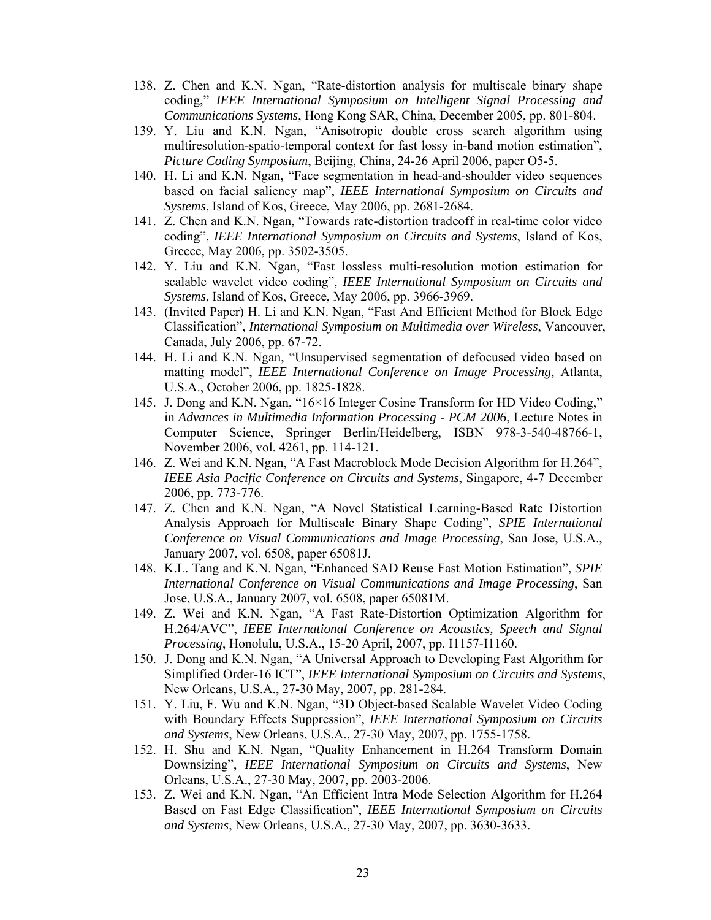138. Z. Chen and K.N. Ngan, “Rate-distortion analysis for multiscale binary shape coding,” *IEEE International Symposium on Intelligent Signal Processing and Communications Systems*, Hong Kong SAR, China, December 2005, pp. 801-804.
139. Y. Liu and K.N. Ngan, “Anisotropic double cross search algorithm using multiresolution-spatio-temporal context for fast lossy in-band motion estimation”, *Picture Coding Symposium*, Beijing, China, 24-26 April 2006, paper O5-5.
140. H. Li and K.N. Ngan, “Face segmentation in head-and-shoulder video sequences based on facial saliency map”, *IEEE International Symposium on Circuits and Systems*, Island of Kos, Greece, May 2006, pp. 2681-2684.
141. Z. Chen and K.N. Ngan, “Towards rate-distortion tradeoff in real-time color video coding”, *IEEE International Symposium on Circuits and Systems*, Island of Kos, Greece, May 2006, pp. 3502-3505.
142. Y. Liu and K.N. Ngan, “Fast lossless multi-resolution motion estimation for scalable wavelet video coding”, *IEEE International Symposium on Circuits and Systems*, Island of Kos, Greece, May 2006, pp. 3966-3969.
143. (Invited Paper) H. Li and K.N. Ngan, “Fast And Efficient Method for Block Edge Classification”, *International Symposium on Multimedia over Wireless*, Vancouver, Canada, July 2006, pp. 67-72.
144. H. Li and K.N. Ngan, “Unsupervised segmentation of defocused video based on matting model”, *IEEE International Conference on Image Processing*, Atlanta, U.S.A., October 2006, pp. 1825-1828.
145. J. Dong and K.N. Ngan, “16×16 Integer Cosine Transform for HD Video Coding,” in *Advances in Multimedia Information Processing - PCM 2006*, Lecture Notes in Computer Science, Springer Berlin/Heidelberg, ISBN 978-3-540-48766-1, November 2006, vol. 4261, pp. 114-121.
146. Z. Wei and K.N. Ngan, “A Fast Macroblock Mode Decision Algorithm for H.264”, *IEEE Asia Pacific Conference on Circuits and Systems*, Singapore, 4-7 December 2006, pp. 773-776.
147. Z. Chen and K.N. Ngan, “A Novel Statistical Learning-Based Rate Distortion Analysis Approach for Multiscale Binary Shape Coding”, *SPIE International Conference on Visual Communications and Image Processing*, San Jose, U.S.A., January 2007, vol. 6508, paper 65081J.
148. K.L. Tang and K.N. Ngan, “Enhanced SAD Reuse Fast Motion Estimation”, *SPIE International Conference on Visual Communications and Image Processing*, San Jose, U.S.A., January 2007, vol. 6508, paper 65081M.
149. Z. Wei and K.N. Ngan, “A Fast Rate-Distortion Optimization Algorithm for H.264/AVC”, *IEEE International Conference on Acoustics, Speech and Signal Processing*, Honolulu, U.S.A., 15-20 April, 2007, pp. I1157-I1160.
150. J. Dong and K.N. Ngan, “A Universal Approach to Developing Fast Algorithm for Simplified Order-16 ICT”, *IEEE International Symposium on Circuits and Systems*, New Orleans, U.S.A., 27-30 May, 2007, pp. 281-284.
151. Y. Liu, F. Wu and K.N. Ngan, “3D Object-based Scalable Wavelet Video Coding with Boundary Effects Suppression”, *IEEE International Symposium on Circuits and Systems*, New Orleans, U.S.A., 27-30 May, 2007, pp. 1755-1758.
152. H. Shu and K.N. Ngan, “Quality Enhancement in H.264 Transform Domain Downsizing”, *IEEE International Symposium on Circuits and Systems*, New Orleans, U.S.A., 27-30 May, 2007, pp. 2003-2006.
153. Z. Wei and K.N. Ngan, “An Efficient Intra Mode Selection Algorithm for H.264 Based on Fast Edge Classification”, *IEEE International Symposium on Circuits and Systems*, New Orleans, U.S.A., 27-30 May, 2007, pp. 3630-3633.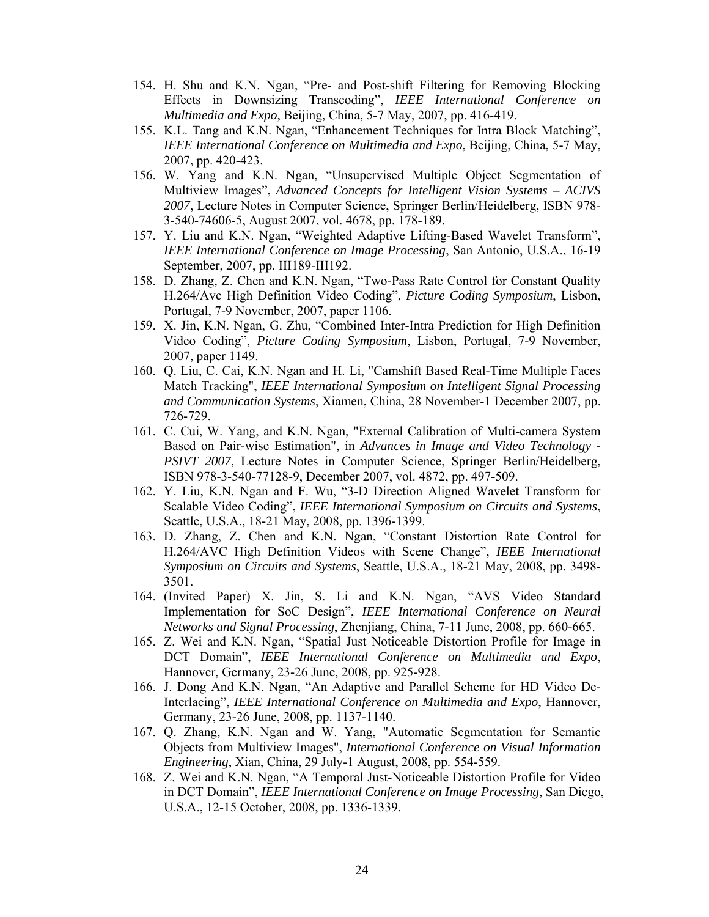154. H. Shu and K.N. Ngan, “Pre- and Post-shift Filtering for Removing Blocking Effects in Downsizing Transcoding”, *IEEE International Conference on Multimedia and Expo*, Beijing, China, 5-7 May, 2007, pp. 416-419.
155. K.L. Tang and K.N. Ngan, “Enhancement Techniques for Intra Block Matching”, *IEEE International Conference on Multimedia and Expo*, Beijing, China, 5-7 May, 2007, pp. 420-423.
156. W. Yang and K.N. Ngan, “Unsupervised Multiple Object Segmentation of Multiview Images”, *Advanced Concepts for Intelligent Vision Systems – ACIVS 2007*, Lecture Notes in Computer Science, Springer Berlin/Heidelberg, ISBN 978-3-540-74606-5, August 2007, vol. 4678, pp. 178-189.
157. Y. Liu and K.N. Ngan, “Weighted Adaptive Lifting-Based Wavelet Transform”, *IEEE International Conference on Image Processing*, San Antonio, U.S.A., 16-19 September, 2007, pp. III189-III192.
158. D. Zhang, Z. Chen and K.N. Ngan, “Two-Pass Rate Control for Constant Quality H.264/Avc High Definition Video Coding”, *Picture Coding Symposium*, Lisbon, Portugal, 7-9 November, 2007, paper 1106.
159. X. Jin, K.N. Ngan, G. Zhu, “Combined Inter-Intra Prediction for High Definition Video Coding”, *Picture Coding Symposium*, Lisbon, Portugal, 7-9 November, 2007, paper 1149.
160. Q. Liu, C. Cai, K.N. Ngan and H. Li, "Camshift Based Real-Time Multiple Faces Match Tracking", *IEEE International Symposium on Intelligent Signal Processing and Communication Systems*, Xiamen, China, 28 November-1 December 2007, pp. 726-729.
161. C. Cui, W. Yang, and K.N. Ngan, "External Calibration of Multi-camera System Based on Pair-wise Estimation", in *Advances in Image and Video Technology - PSIVT 2007*, Lecture Notes in Computer Science, Springer Berlin/Heidelberg, ISBN 978-3-540-77128-9, December 2007, vol. 4872, pp. 497-509.
162. Y. Liu, K.N. Ngan and F. Wu, “3-D Direction Aligned Wavelet Transform for Scalable Video Coding”, *IEEE International Symposium on Circuits and Systems*, Seattle, U.S.A., 18-21 May, 2008, pp. 1396-1399.
163. D. Zhang, Z. Chen and K.N. Ngan, “Constant Distortion Rate Control for H.264/AVC High Definition Videos with Scene Change”, *IEEE International Symposium on Circuits and Systems*, Seattle, U.S.A., 18-21 May, 2008, pp. 3498-3501.
164. (Invited Paper) X. Jin, S. Li and K.N. Ngan, “AVS Video Standard Implementation for SoC Design”, *IEEE International Conference on Neural Networks and Signal Processing*, Zhenjiang, China, 7-11 June, 2008, pp. 660-665.
165. Z. Wei and K.N. Ngan, “Spatial Just Noticeable Distortion Profile for Image in DCT Domain”, *IEEE International Conference on Multimedia and Expo*, Hannover, Germany, 23-26 June, 2008, pp. 925-928.
166. J. Dong And K.N. Ngan, “An Adaptive and Parallel Scheme for HD Video De-Interlacing”, *IEEE International Conference on Multimedia and Expo*, Hannover, Germany, 23-26 June, 2008, pp. 1137-1140.
167. Q. Zhang, K.N. Ngan and W. Yang, "Automatic Segmentation for Semantic Objects from Multiview Images", *International Conference on Visual Information Engineering*, Xian, China, 29 July-1 August, 2008, pp. 554-559.
168. Z. Wei and K.N. Ngan, “A Temporal Just-Noticeable Distortion Profile for Video in DCT Domain”, *IEEE International Conference on Image Processing*, San Diego, U.S.A., 12-15 October, 2008, pp. 1336-1339.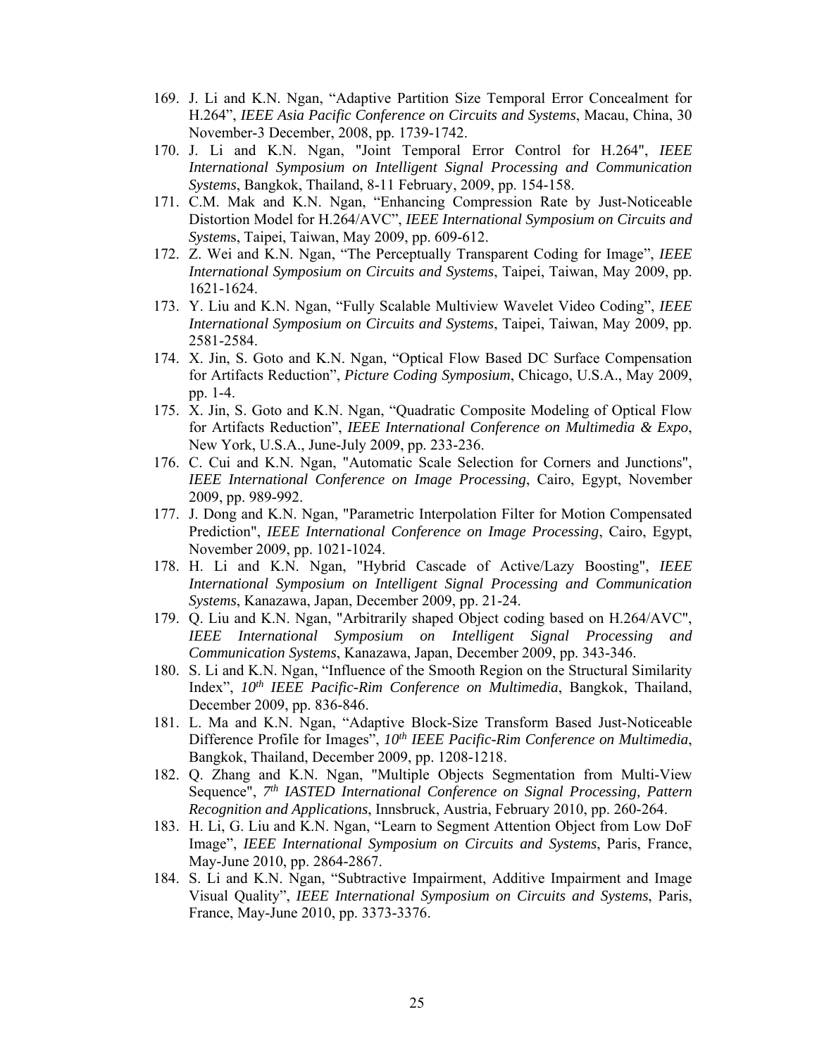169. J. Li and K.N. Ngan, "Adaptive Partition Size Temporal Error Concealment for H.264", *IEEE Asia Pacific Conference on Circuits and Systems*, Macau, China, 30 November-3 December, 2008, pp. 1739-1742.
170. J. Li and K.N. Ngan, "Joint Temporal Error Control for H.264", *IEEE International Symposium on Intelligent Signal Processing and Communication Systems*, Bangkok, Thailand, 8-11 February, 2009, pp. 154-158.
171. C.M. Mak and K.N. Ngan, "Enhancing Compression Rate by Just-Noticeable Distortion Model for H.264/AVC", *IEEE International Symposium on Circuits and Systems*, Taipei, Taiwan, May 2009, pp. 609-612.
172. Z. Wei and K.N. Ngan, "The Perceptually Transparent Coding for Image", *IEEE International Symposium on Circuits and Systems*, Taipei, Taiwan, May 2009, pp. 1621-1624.
173. Y. Liu and K.N. Ngan, "Fully Scalable Multiview Wavelet Video Coding", *IEEE International Symposium on Circuits and Systems*, Taipei, Taiwan, May 2009, pp. 2581-2584.
174. X. Jin, S. Goto and K.N. Ngan, "Optical Flow Based DC Surface Compensation for Artifacts Reduction", *Picture Coding Symposium*, Chicago, U.S.A., May 2009, pp. 1-4.
175. X. Jin, S. Goto and K.N. Ngan, "Quadratic Composite Modeling of Optical Flow for Artifacts Reduction", *IEEE International Conference on Multimedia & Expo*, New York, U.S.A., June-July 2009, pp. 233-236.
176. C. Cui and K.N. Ngan, "Automatic Scale Selection for Corners and Junctions", *IEEE International Conference on Image Processing*, Cairo, Egypt, November 2009, pp. 989-992.
177. J. Dong and K.N. Ngan, "Parametric Interpolation Filter for Motion Compensated Prediction", *IEEE International Conference on Image Processing*, Cairo, Egypt, November 2009, pp. 1021-1024.
178. H. Li and K.N. Ngan, "Hybrid Cascade of Active/Lazy Boosting", *IEEE International Symposium on Intelligent Signal Processing and Communication Systems*, Kanazawa, Japan, December 2009, pp. 21-24.
179. Q. Liu and K.N. Ngan, "Arbitrarily shaped Object coding based on H.264/AVC", *IEEE International Symposium on Intelligent Signal Processing and Communication Systems*, Kanazawa, Japan, December 2009, pp. 343-346.
180. S. Li and K.N. Ngan, "Influence of the Smooth Region on the Structural Similarity Index", *10th IEEE Pacific-Rim Conference on Multimedia*, Bangkok, Thailand, December 2009, pp. 836-846.
181. L. Ma and K.N. Ngan, "Adaptive Block-Size Transform Based Just-Noticeable Difference Profile for Images", *10th IEEE Pacific-Rim Conference on Multimedia*, Bangkok, Thailand, December 2009, pp. 1208-1218.
182. Q. Zhang and K.N. Ngan, "Multiple Objects Segmentation from Multi-View Sequence", *7th IASTED International Conference on Signal Processing, Pattern Recognition and Applications*, Innsbruck, Austria, February 2010, pp. 260-264.
183. H. Li, G. Liu and K.N. Ngan, "Learn to Segment Attention Object from Low DoF Image", *IEEE International Symposium on Circuits and Systems*, Paris, France, May-June 2010, pp. 2864-2867.
184. S. Li and K.N. Ngan, "Subtractive Impairment, Additive Impairment and Image Visual Quality", *IEEE International Symposium on Circuits and Systems*, Paris, France, May-June 2010, pp. 3373-3376.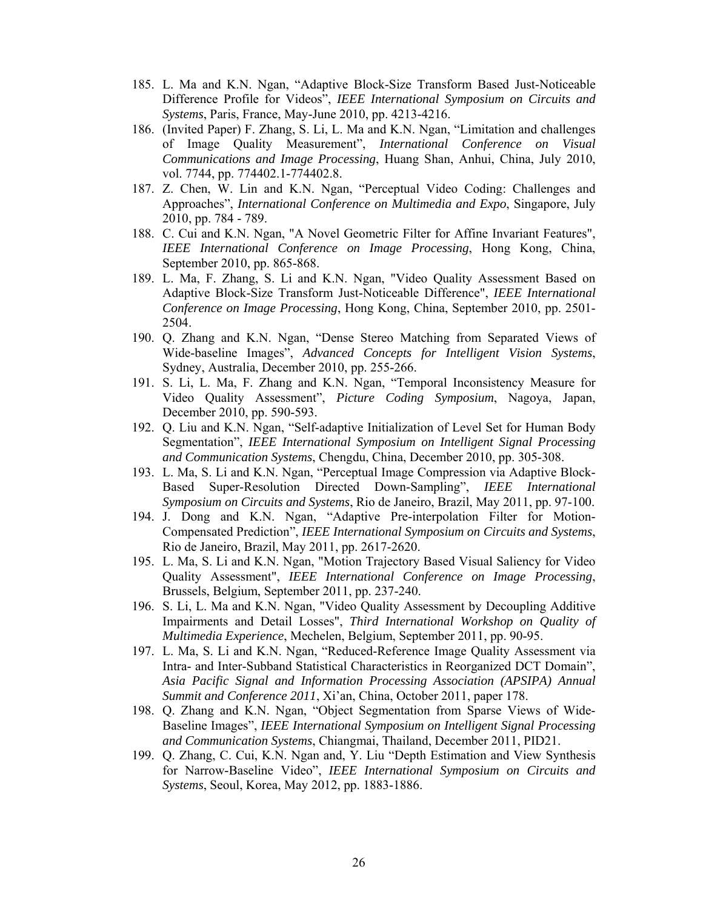185. L. Ma and K.N. Ngan, “Adaptive Block-Size Transform Based Just-Noticeable Difference Profile for Videos”, *IEEE International Symposium on Circuits and Systems*, Paris, France, May-June 2010, pp. 4213-4216.
186. (Invited Paper) F. Zhang, S. Li, L. Ma and K.N. Ngan, “Limitation and challenges of Image Quality Measurement”, *International Conference on Visual Communications and Image Processing*, Huang Shan, Anhui, China, July 2010, vol. 7744, pp. 774402.1-774402.8.
187. Z. Chen, W. Lin and K.N. Ngan, “Perceptual Video Coding: Challenges and Approaches”, *International Conference on Multimedia and Expo*, Singapore, July 2010, pp. 784 - 789.
188. C. Cui and K.N. Ngan, "A Novel Geometric Filter for Affine Invariant Features", *IEEE International Conference on Image Processing*, Hong Kong, China, September 2010, pp. 865-868.
189. L. Ma, F. Zhang, S. Li and K.N. Ngan, "Video Quality Assessment Based on Adaptive Block-Size Transform Just-Noticeable Difference", *IEEE International Conference on Image Processing*, Hong Kong, China, September 2010, pp. 2501-2504.
190. Q. Zhang and K.N. Ngan, “Dense Stereo Matching from Separated Views of Wide-baseline Images”, *Advanced Concepts for Intelligent Vision Systems*, Sydney, Australia, December 2010, pp. 255-266.
191. S. Li, L. Ma, F. Zhang and K.N. Ngan, “Temporal Inconsistency Measure for Video Quality Assessment”, *Picture Coding Symposium*, Nagoya, Japan, December 2010, pp. 590-593.
192. Q. Liu and K.N. Ngan, “Self-adaptive Initialization of Level Set for Human Body Segmentation”, *IEEE International Symposium on Intelligent Signal Processing and Communication Systems*, Chengdu, China, December 2010, pp. 305-308.
193. L. Ma, S. Li and K.N. Ngan, “Perceptual Image Compression via Adaptive Block-Based Super-Resolution Directed Down-Sampling”, *IEEE International Symposium on Circuits and Systems*, Rio de Janeiro, Brazil, May 2011, pp. 97-100.
194. J. Dong and K.N. Ngan, “Adaptive Pre-interpolation Filter for Motion-Compensated Prediction”, *IEEE International Symposium on Circuits and Systems*, Rio de Janeiro, Brazil, May 2011, pp. 2617-2620.
195. L. Ma, S. Li and K.N. Ngan, "Motion Trajectory Based Visual Saliency for Video Quality Assessment", *IEEE International Conference on Image Processing*, Brussels, Belgium, September 2011, pp. 237-240.
196. S. Li, L. Ma and K.N. Ngan, "Video Quality Assessment by Decoupling Additive Impairments and Detail Losses", *Third International Workshop on Quality of Multimedia Experience*, Mechelen, Belgium, September 2011, pp. 90-95.
197. L. Ma, S. Li and K.N. Ngan, “Reduced-Reference Image Quality Assessment via Intra- and Inter-Subband Statistical Characteristics in Reorganized DCT Domain”, *Asia Pacific Signal and Information Processing Association (APSIPA) Annual Summit and Conference 2011*, Xi’an, China, October 2011, paper 178.
198. Q. Zhang and K.N. Ngan, “Object Segmentation from Sparse Views of Wide-Baseline Images”, *IEEE International Symposium on Intelligent Signal Processing and Communication Systems*, Chiangmai, Thailand, December 2011, PID21.
199. Q. Zhang, C. Cui, K.N. Ngan and, Y. Liu “Depth Estimation and View Synthesis for Narrow-Baseline Video”, *IEEE International Symposium on Circuits and Systems*, Seoul, Korea, May 2012, pp. 1883-1886.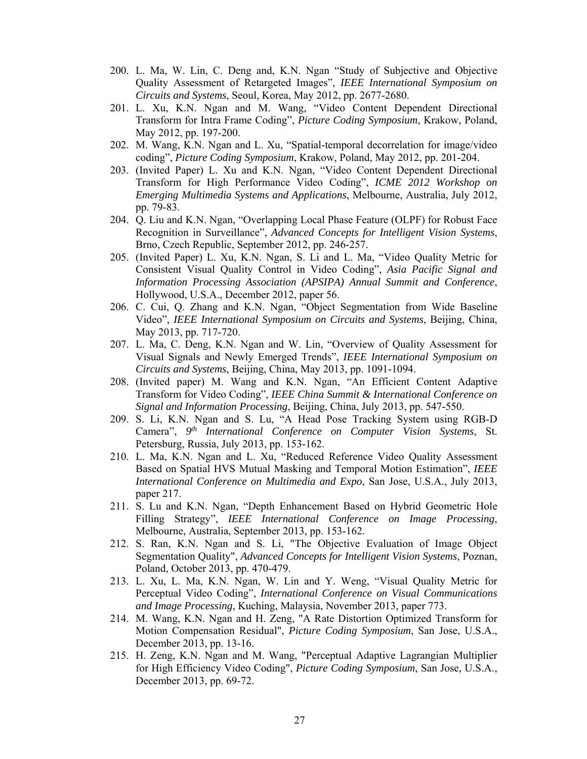200. L. Ma, W. Lin, C. Deng and, K.N. Ngan “Study of Subjective and Objective Quality Assessment of Retargeted Images”, *IEEE International Symposium on Circuits and Systems*, Seoul, Korea, May 2012, pp. 2677-2680.
201. L. Xu, K.N. Ngan and M. Wang, “Video Content Dependent Directional Transform for Intra Frame Coding”, *Picture Coding Symposium*, Krakow, Poland, May 2012, pp. 197-200.
202. M. Wang, K.N. Ngan and L. Xu, “Spatial-temporal decorrelation for image/video coding”, *Picture Coding Symposium*, Krakow, Poland, May 2012, pp. 201-204.
203. (Invited Paper) L. Xu and K.N. Ngan, “Video Content Dependent Directional Transform for High Performance Video Coding”, *ICME 2012 Workshop on Emerging Multimedia Systems and Applications*, Melbourne, Australia, July 2012, pp. 79-83.
204. Q. Liu and K.N. Ngan, “Overlapping Local Phase Feature (OLPF) for Robust Face Recognition in Surveillance”, *Advanced Concepts for Intelligent Vision Systems*, Brno, Czech Republic, September 2012, pp. 246-257.
205. (Invited Paper) L. Xu, K.N. Ngan, S. Li and L. Ma, “Video Quality Metric for Consistent Visual Quality Control in Video Coding”, *Asia Pacific Signal and Information Processing Association (APSIPA) Annual Summit and Conference*, Hollywood, U.S.A., December 2012, paper 56.
206. C. Cui, Q. Zhang and K.N. Ngan, “Object Segmentation from Wide Baseline Video”, *IEEE International Symposium on Circuits and Systems*, Beijing, China, May 2013, pp. 717-720.
207. L. Ma, C. Deng, K.N. Ngan and W. Lin, “Overview of Quality Assessment for Visual Signals and Newly Emerged Trends”, *IEEE International Symposium on Circuits and Systems*, Beijing, China, May 2013, pp. 1091-1094.
208. (Invited paper) M. Wang and K.N. Ngan, “An Efficient Content Adaptive Transform for Video Coding”, *IEEE China Summit & International Conference on Signal and Information Processing*, Beijing, China, July 2013, pp. 547-550.
209. S. Li, K.N. Ngan and S. Lu, “A Head Pose Tracking System using RGB-D Camera”, *9th International Conference on Computer Vision Systems*, St. Petersburg, Russia, July 2013, pp. 153-162.
210. L. Ma, K.N. Ngan and L. Xu, “Reduced Reference Video Quality Assessment Based on Spatial HVS Mutual Masking and Temporal Motion Estimation”, *IEEE International Conference on Multimedia and Expo*, San Jose, U.S.A., July 2013, paper 217.
211. S. Lu and K.N. Ngan, “Depth Enhancement Based on Hybrid Geometric Hole Filling Strategy”, *IEEE International Conference on Image Processing*, Melbourne, Australia, September 2013, pp. 153-162.
212. S. Ran, K.N. Ngan and S. Li, "The Objective Evaluation of Image Object Segmentation Quality", *Advanced Concepts for Intelligent Vision Systems*, Poznan, Poland, October 2013, pp. 470-479.
213. L. Xu, L. Ma, K.N. Ngan, W. Lin and Y. Weng, “Visual Quality Metric for Perceptual Video Coding”, *International Conference on Visual Communications and Image Processing*, Kuching, Malaysia, November 2013, paper 773.
214. M. Wang, K.N. Ngan and H. Zeng, "A Rate Distortion Optimized Transform for Motion Compensation Residual", *Picture Coding Symposium*, San Jose, U.S.A., December 2013, pp. 13-16.
215. H. Zeng, K.N. Ngan and M. Wang, "Perceptual Adaptive Lagrangian Multiplier for High Efficiency Video Coding", *Picture Coding Symposium*, San Jose, U.S.A., December 2013, pp. 69-72.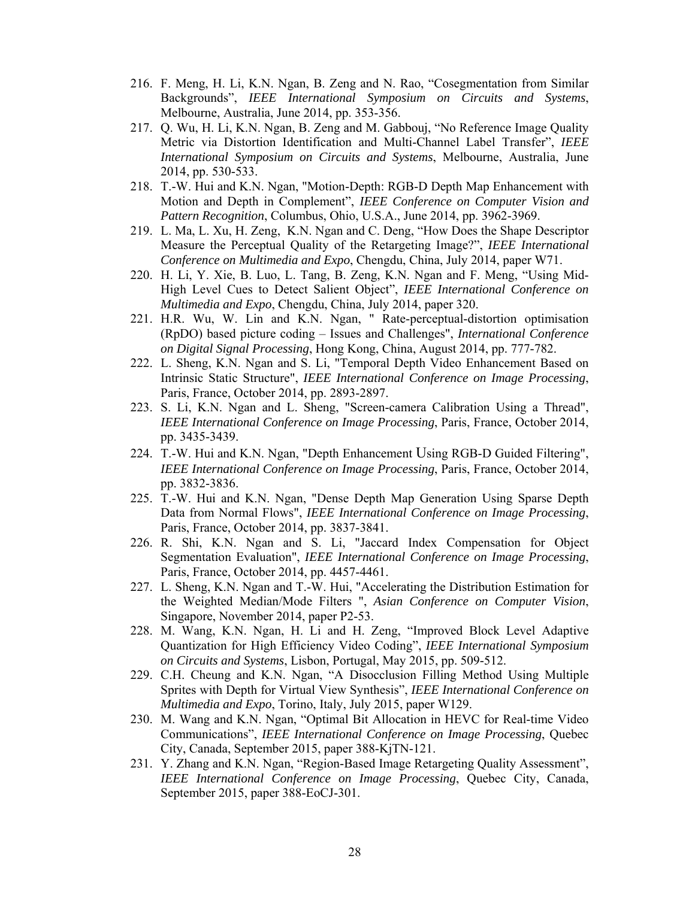216. F. Meng, H. Li, K.N. Ngan, B. Zeng and N. Rao, "Cosegmentation from Similar Backgrounds", *IEEE International Symposium on Circuits and Systems*, Melbourne, Australia, June 2014, pp. 353-356.
217. Q. Wu, H. Li, K.N. Ngan, B. Zeng and M. Gabbouj, "No Reference Image Quality Metric via Distortion Identification and Multi-Channel Label Transfer", *IEEE International Symposium on Circuits and Systems*, Melbourne, Australia, June 2014, pp. 530-533.
218. T.-W. Hui and K.N. Ngan, "Motion-Depth: RGB-D Depth Map Enhancement with Motion and Depth in Complement", *IEEE Conference on Computer Vision and Pattern Recognition*, Columbus, Ohio, U.S.A., June 2014, pp. 3962-3969.
219. L. Ma, L. Xu, H. Zeng, K.N. Ngan and C. Deng, "How Does the Shape Descriptor Measure the Perceptual Quality of the Retargeting Image?", *IEEE International Conference on Multimedia and Expo*, Chengdu, China, July 2014, paper W71.
220. H. Li, Y. Xie, B. Luo, L. Tang, B. Zeng, K.N. Ngan and F. Meng, "Using Mid-High Level Cues to Detect Salient Object", *IEEE International Conference on Multimedia and Expo*, Chengdu, China, July 2014, paper 320.
221. H.R. Wu, W. Lin and K.N. Ngan, " Rate-perceptual-distortion optimisation (RpDO) based picture coding – Issues and Challenges", *International Conference on Digital Signal Processing*, Hong Kong, China, August 2014, pp. 777-782.
222. L. Sheng, K.N. Ngan and S. Li, "Temporal Depth Video Enhancement Based on Intrinsic Static Structure", *IEEE International Conference on Image Processing*, Paris, France, October 2014, pp. 2893-2897.
223. S. Li, K.N. Ngan and L. Sheng, "Screen-camera Calibration Using a Thread", *IEEE International Conference on Image Processing*, Paris, France, October 2014, pp. 3435-3439.
224. T.-W. Hui and K.N. Ngan, "Depth Enhancement Using RGB-D Guided Filtering", *IEEE International Conference on Image Processing*, Paris, France, October 2014, pp. 3832-3836.
225. T.-W. Hui and K.N. Ngan, "Dense Depth Map Generation Using Sparse Depth Data from Normal Flows", *IEEE International Conference on Image Processing*, Paris, France, October 2014, pp. 3837-3841.
226. R. Shi, K.N. Ngan and S. Li, "Jaccard Index Compensation for Object Segmentation Evaluation", *IEEE International Conference on Image Processing*, Paris, France, October 2014, pp. 4457-4461.
227. L. Sheng, K.N. Ngan and T.-W. Hui, "Accelerating the Distribution Estimation for the Weighted Median/Mode Filters ", *Asian Conference on Computer Vision*, Singapore, November 2014, paper P2-53.
228. M. Wang, K.N. Ngan, H. Li and H. Zeng, "Improved Block Level Adaptive Quantization for High Efficiency Video Coding", *IEEE International Symposium on Circuits and Systems*, Lisbon, Portugal, May 2015, pp. 509-512.
229. C.H. Cheung and K.N. Ngan, "A Disocclusion Filling Method Using Multiple Sprites with Depth for Virtual View Synthesis", *IEEE International Conference on Multimedia and Expo*, Torino, Italy, July 2015, paper W129.
230. M. Wang and K.N. Ngan, "Optimal Bit Allocation in HEVC for Real-time Video Communications", *IEEE International Conference on Image Processing*, Quebec City, Canada, September 2015, paper 388-KjTN-121.
231. Y. Zhang and K.N. Ngan, "Region-Based Image Retargeting Quality Assessment", *IEEE International Conference on Image Processing*, Quebec City, Canada, September 2015, paper 388-EoCJ-301.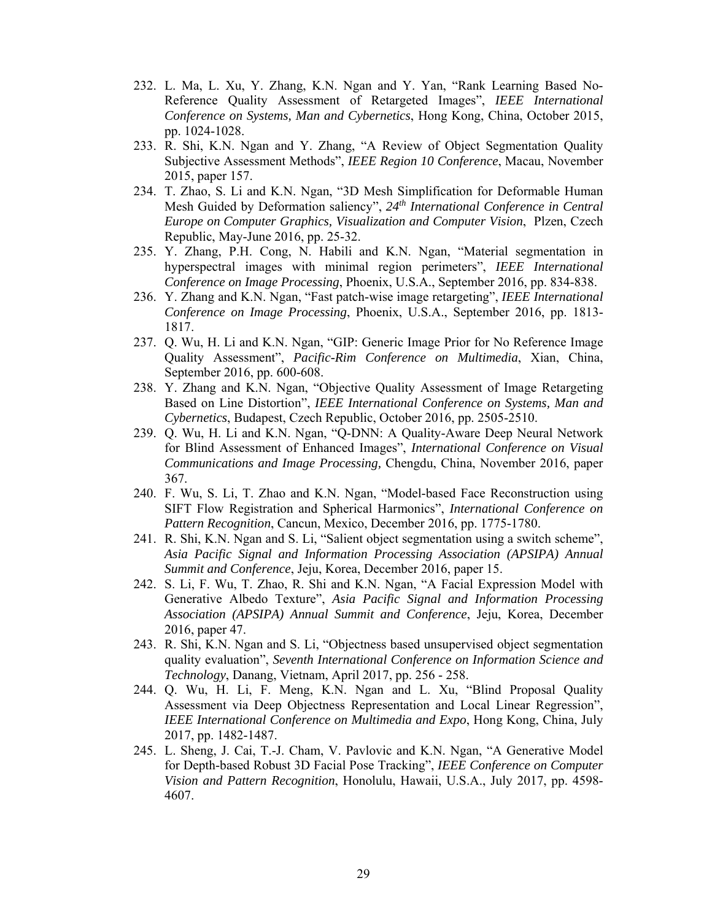232. L. Ma, L. Xu, Y. Zhang, K.N. Ngan and Y. Yan, "Rank Learning Based No-Reference Quality Assessment of Retargeted Images", *IEEE International Conference on Systems, Man and Cybernetics*, Hong Kong, China, October 2015, pp. 1024-1028.
233. R. Shi, K.N. Ngan and Y. Zhang, "A Review of Object Segmentation Quality Subjective Assessment Methods", *IEEE Region 10 Conference*, Macau, November 2015, paper 157.
234. T. Zhao, S. Li and K.N. Ngan, "3D Mesh Simplification for Deformable Human Mesh Guided by Deformation saliency", *24th International Conference in Central Europe on Computer Graphics, Visualization and Computer Vision*, Plzen, Czech Republic, May-June 2016, pp. 25-32.
235. Y. Zhang, P.H. Cong, N. Habili and K.N. Ngan, "Material segmentation in hyperspectral images with minimal region perimeters", *IEEE International Conference on Image Processing*, Phoenix, U.S.A., September 2016, pp. 834-838.
236. Y. Zhang and K.N. Ngan, "Fast patch-wise image retargeting", *IEEE International Conference on Image Processing*, Phoenix, U.S.A., September 2016, pp. 1813-1817.
237. Q. Wu, H. Li and K.N. Ngan, "GIP: Generic Image Prior for No Reference Image Quality Assessment", *Pacific-Rim Conference on Multimedia*, Xian, China, September 2016, pp. 600-608.
238. Y. Zhang and K.N. Ngan, "Objective Quality Assessment of Image Retargeting Based on Line Distortion", *IEEE International Conference on Systems, Man and Cybernetics*, Budapest, Czech Republic, October 2016, pp. 2505-2510.
239. Q. Wu, H. Li and K.N. Ngan, "Q-DNN: A Quality-Aware Deep Neural Network for Blind Assessment of Enhanced Images", *International Conference on Visual Communications and Image Processing,* Chengdu, China, November 2016, paper 367.
240. F. Wu, S. Li, T. Zhao and K.N. Ngan, "Model-based Face Reconstruction using SIFT Flow Registration and Spherical Harmonics", *International Conference on Pattern Recognition*, Cancun, Mexico, December 2016, pp. 1775-1780.
241. R. Shi, K.N. Ngan and S. Li, "Salient object segmentation using a switch scheme", *Asia Pacific Signal and Information Processing Association (APSIPA) Annual Summit and Conference*, Jeju, Korea, December 2016, paper 15.
242. S. Li, F. Wu, T. Zhao, R. Shi and K.N. Ngan, "A Facial Expression Model with Generative Albedo Texture", *Asia Pacific Signal and Information Processing Association (APSIPA) Annual Summit and Conference*, Jeju, Korea, December 2016, paper 47.
243. R. Shi, K.N. Ngan and S. Li, "Objectness based unsupervised object segmentation quality evaluation", *Seventh International Conference on Information Science and Technology*, Danang, Vietnam, April 2017, pp. 256 - 258.
244. Q. Wu, H. Li, F. Meng, K.N. Ngan and L. Xu, "Blind Proposal Quality Assessment via Deep Objectness Representation and Local Linear Regression", *IEEE International Conference on Multimedia and Expo*, Hong Kong, China, July 2017, pp. 1482-1487.
245. L. Sheng, J. Cai, T.-J. Cham, V. Pavlovic and K.N. Ngan, "A Generative Model for Depth-based Robust 3D Facial Pose Tracking", *IEEE Conference on Computer Vision and Pattern Recognition*, Honolulu, Hawaii, U.S.A., July 2017, pp. 4598-4607.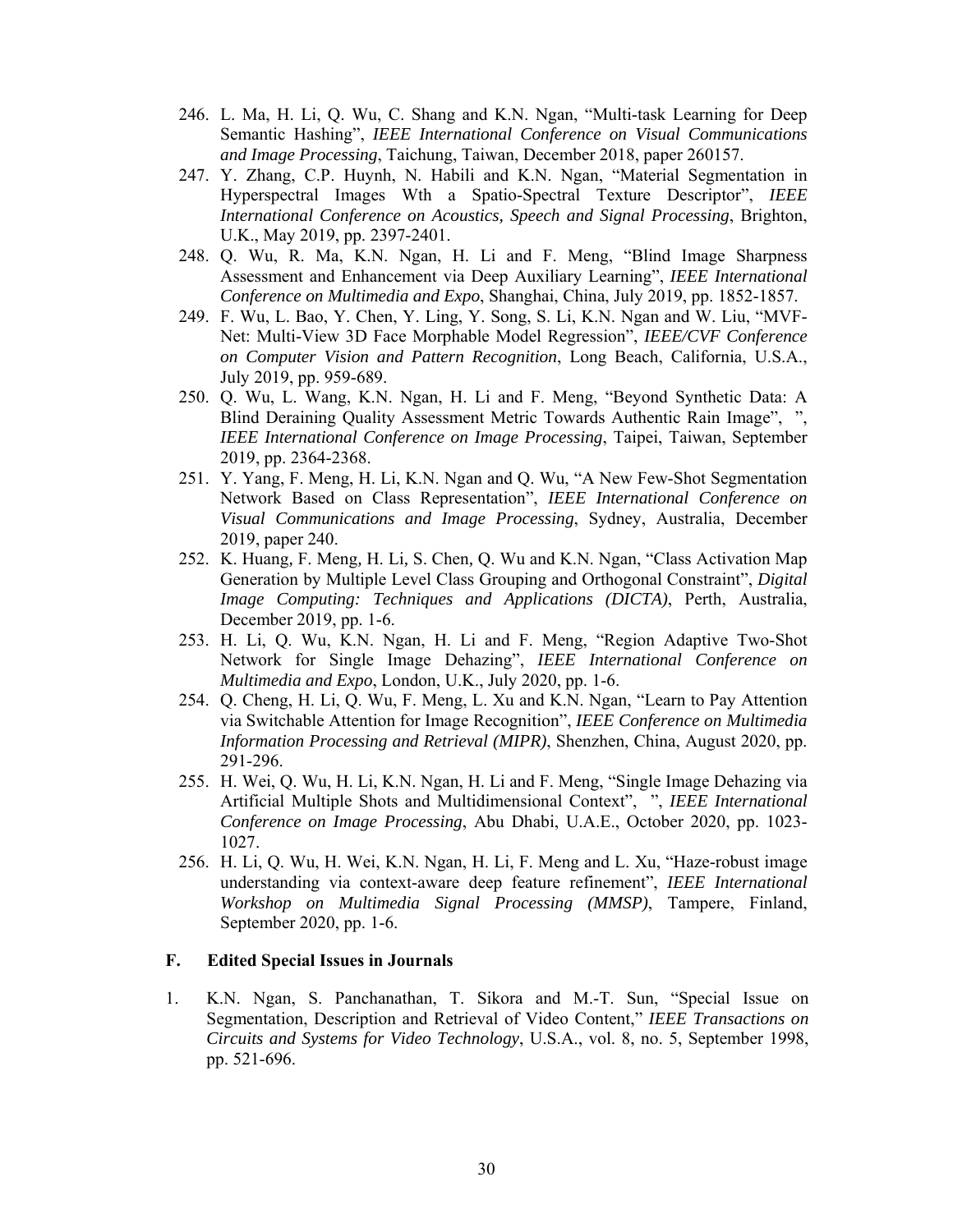246. L. Ma, H. Li, Q. Wu, C. Shang and K.N. Ngan, "Multi-task Learning for Deep Semantic Hashing", *IEEE International Conference on Visual Communications and Image Processing*, Taichung, Taiwan, December 2018, paper 260157.
247. Y. Zhang, C.P. Huynh, N. Habili and K.N. Ngan, "Material Segmentation in Hyperspectral Images Wth a Spatio-Spectral Texture Descriptor", *IEEE International Conference on Acoustics, Speech and Signal Processing*, Brighton, U.K., May 2019, pp. 2397-2401.
248. Q. Wu, R. Ma, K.N. Ngan, H. Li and F. Meng, "Blind Image Sharpness Assessment and Enhancement via Deep Auxiliary Learning", *IEEE International Conference on Multimedia and Expo*, Shanghai, China, July 2019, pp. 1852-1857.
249. F. Wu, L. Bao, Y. Chen, Y. Ling, Y. Song, S. Li, K.N. Ngan and W. Liu, "MVF-Net: Multi-View 3D Face Morphable Model Regression", *IEEE/CVF Conference on Computer Vision and Pattern Recognition*, Long Beach, California, U.S.A., July 2019, pp. 959-689.
250. Q. Wu, L. Wang, K.N. Ngan, H. Li and F. Meng, "Beyond Synthetic Data: A Blind Deraining Quality Assessment Metric Towards Authentic Rain Image", ", *IEEE International Conference on Image Processing*, Taipei, Taiwan, September 2019, pp. 2364-2368.
251. Y. Yang, F. Meng, H. Li, K.N. Ngan and Q. Wu, "A New Few-Shot Segmentation Network Based on Class Representation", *IEEE International Conference on Visual Communications and Image Processing*, Sydney, Australia, December 2019, paper 240.
252. K. Huang, F. Meng, H. Li, S. Chen, Q. Wu and K.N. Ngan, "Class Activation Map Generation by Multiple Level Class Grouping and Orthogonal Constraint", *Digital Image Computing: Techniques and Applications (DICTA)*, Perth, Australia, December 2019, pp. 1-6.
253. H. Li, Q. Wu, K.N. Ngan, H. Li and F. Meng, "Region Adaptive Two-Shot Network for Single Image Dehazing", *IEEE International Conference on Multimedia and Expo*, London, U.K., July 2020, pp. 1-6.
254. Q. Cheng, H. Li, Q. Wu, F. Meng, L. Xu and K.N. Ngan, "Learn to Pay Attention via Switchable Attention for Image Recognition", *IEEE Conference on Multimedia Information Processing and Retrieval (MIPR)*, Shenzhen, China, August 2020, pp. 291-296.
255. H. Wei, Q. Wu, H. Li, K.N. Ngan, H. Li and F. Meng, "Single Image Dehazing via Artificial Multiple Shots and Multidimensional Context", ", *IEEE International Conference on Image Processing*, Abu Dhabi, U.A.E., October 2020, pp. 1023-1027.
256. H. Li, Q. Wu, H. Wei, K.N. Ngan, H. Li, F. Meng and L. Xu, "Haze-robust image understanding via context-aware deep feature refinement", *IEEE International Workshop on Multimedia Signal Processing (MMSP)*, Tampere, Finland, September 2020, pp. 1-6.

### F. Edited Special Issues in Journals

1. K.N. Ngan, S. Panchanathan, T. Sikora and M.-T. Sun, "Special Issue on Segmentation, Description and Retrieval of Video Content," *IEEE Transactions on Circuits and Systems for Video Technology*, U.S.A., vol. 8, no. 5, September 1998, pp. 521-696.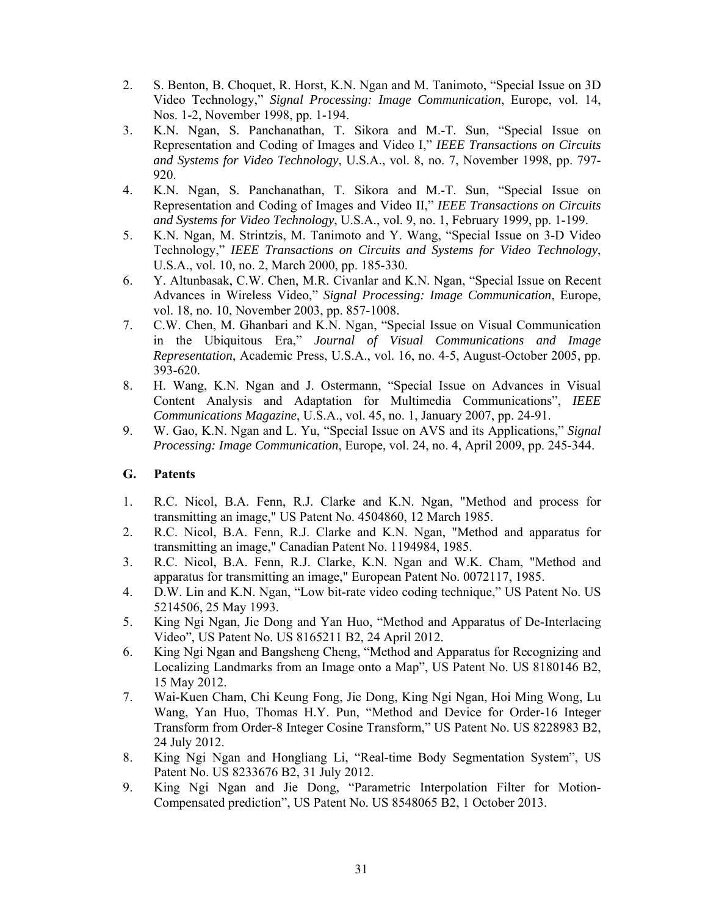2. S. Benton, B. Choquet, R. Horst, K.N. Ngan and M. Tanimoto, “Special Issue on 3D Video Technology,” *Signal Processing: Image Communication*, Europe, vol. 14, Nos. 1-2, November 1998, pp. 1-194.
3. K.N. Ngan, S. Panchanathan, T. Sikora and M.-T. Sun, “Special Issue on Representation and Coding of Images and Video I,” *IEEE Transactions on Circuits and Systems for Video Technology*, U.S.A., vol. 8, no. 7, November 1998, pp. 797-920.
4. K.N. Ngan, S. Panchanathan, T. Sikora and M.-T. Sun, “Special Issue on Representation and Coding of Images and Video II,” *IEEE Transactions on Circuits and Systems for Video Technology*, U.S.A., vol. 9, no. 1, February 1999, pp. 1-199.
5. K.N. Ngan, M. Strintzis, M. Tanimoto and Y. Wang, “Special Issue on 3-D Video Technology,” *IEEE Transactions on Circuits and Systems for Video Technology*, U.S.A., vol. 10, no. 2, March 2000, pp. 185-330.
6. Y. Altunbasak, C.W. Chen, M.R. Civanlar and K.N. Ngan, “Special Issue on Recent Advances in Wireless Video,” *Signal Processing: Image Communication*, Europe, vol. 18, no. 10, November 2003, pp. 857-1008.
7. C.W. Chen, M. Ghanbari and K.N. Ngan, “Special Issue on Visual Communication in the Ubiquitous Era,” *Journal of Visual Communications and Image Representation*, Academic Press, U.S.A., vol. 16, no. 4-5, August-October 2005, pp. 393-620.
8. H. Wang, K.N. Ngan and J. Ostermann, “Special Issue on Advances in Visual Content Analysis and Adaptation for Multimedia Communications”, *IEEE Communications Magazine*, U.S.A., vol. 45, no. 1, January 2007, pp. 24-91.
9. W. Gao, K.N. Ngan and L. Yu, “Special Issue on AVS and its Applications,” *Signal Processing: Image Communication*, Europe, vol. 24, no. 4, April 2009, pp. 245-344.

## G. Patents

1. R.C. Nicol, B.A. Fenn, R.J. Clarke and K.N. Ngan, "Method and process for transmitting an image," US Patent No. 4504860, 12 March 1985.
2. R.C. Nicol, B.A. Fenn, R.J. Clarke and K.N. Ngan, "Method and apparatus for transmitting an image," Canadian Patent No. 1194984, 1985.
3. R.C. Nicol, B.A. Fenn, R.J. Clarke, K.N. Ngan and W.K. Cham, "Method and apparatus for transmitting an image," European Patent No. 0072117, 1985.
4. D.W. Lin and K.N. Ngan, “Low bit-rate video coding technique,” US Patent No. US 5214506, 25 May 1993.
5. King Ngi Ngan, Jie Dong and Yan Huo, “Method and Apparatus of De-Interlacing Video”, US Patent No. US 8165211 B2, 24 April 2012.
6. King Ngi Ngan and Bangsheng Cheng, “Method and Apparatus for Recognizing and Localizing Landmarks from an Image onto a Map”, US Patent No. US 8180146 B2, 15 May 2012.
7. Wai-Kuen Cham, Chi Keung Fong, Jie Dong, King Ngi Ngan, Hoi Ming Wong, Lu Wang, Yan Huo, Thomas H.Y. Pun, “Method and Device for Order-16 Integer Transform from Order-8 Integer Cosine Transform,” US Patent No. US 8228983 B2, 24 July 2012.
8. King Ngi Ngan and Hongliang Li, “Real-time Body Segmentation System”, US Patent No. US 8233676 B2, 31 July 2012.
9. King Ngi Ngan and Jie Dong, “Parametric Interpolation Filter for Motion-Compensated prediction”, US Patent No. US 8548065 B2, 1 October 2013.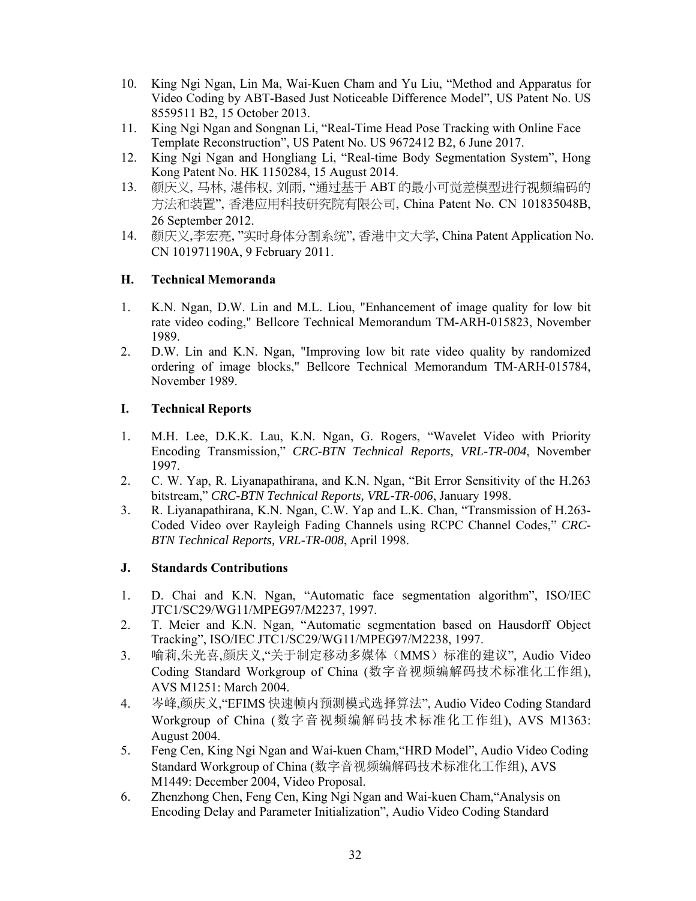10. King Ngi Ngan, Lin Ma, Wai-Kuen Cham and Yu Liu, "Method and Apparatus for Video Coding by ABT-Based Just Noticeable Difference Model", US Patent No. US 8559511 B2, 15 October 2013.
11. King Ngi Ngan and Songnan Li, "Real-Time Head Pose Tracking with Online Face Template Reconstruction", US Patent No. US 9672412 B2, 6 June 2017.
12. King Ngi Ngan and Hongliang Li, "Real-time Body Segmentation System", Hong Kong Patent No. HK 1150284, 15 August 2014.
13. 颜庆义, 马林, 湛伟权, 刘雨, "通过基于 ABT 的最小可觉差模型进行视频编码的方法和装置", 香港应用科技研究院有限公司, China Patent No. CN 101835048B, 26 September 2012.
14. 颜庆义,李宏亮, "实时身体分割系统", 香港中文大学, China Patent Application No. CN 101971190A, 9 February 2011.

## H. Technical Memoranda

1. K.N. Ngan, D.W. Lin and M.L. Liou, "Enhancement of image quality for low bit rate video coding," Bellcore Technical Memorandum TM-ARH-015823, November 1989.
2. D.W. Lin and K.N. Ngan, "Improving low bit rate video quality by randomized ordering of image blocks," Bellcore Technical Memorandum TM-ARH-015784, November 1989.

## I. Technical Reports

1. M.H. Lee, D.K.K. Lau, K.N. Ngan, G. Rogers, "Wavelet Video with Priority Encoding Transmission," *CRC-BTN Technical Reports, VRL-TR-004*, November 1997.
2. C. W. Yap, R. Liyanapathirana, and K.N. Ngan, "Bit Error Sensitivity of the H.263 bitstream," *CRC-BTN Technical Reports, VRL-TR-006*, January 1998.
3. R. Liyanapathirana, K.N. Ngan, C.W. Yap and L.K. Chan, "Transmission of H.263-Coded Video over Rayleigh Fading Channels using RCPC Channel Codes," *CRC-BTN Technical Reports, VRL-TR-008*, April 1998.

## J. Standards Contributions

1. D. Chai and K.N. Ngan, "Automatic face segmentation algorithm", ISO/IEC JTC1/SC29/WG11/MPEG97/M2237, 1997.
2. T. Meier and K.N. Ngan, "Automatic segmentation based on Hausdorff Object Tracking", ISO/IEC JTC1/SC29/WG11/MPEG97/M2238, 1997.
3. 喻莉,朱光喜,颜庆义,"关于制定移动多媒体（MMS）标准的建议", Audio Video Coding Standard Workgroup of China (数字音视频编解码技术标准化工作组), AVS M1251: March 2004.
4. 岑峰,颜庆义,"EFIMS 快速帧内预测模式选择算法", Audio Video Coding Standard Workgroup of China (数字音视频编解码技术标准化工作组), AVS M1363: August 2004.
5. Feng Cen, King Ngi Ngan and Wai-kuen Cham,"HRD Model", Audio Video Coding Standard Workgroup of China (数字音视频编解码技术标准化工作组), AVS M1449: December 2004, Video Proposal.
6. Zhenzhong Chen, Feng Cen, King Ngi Ngan and Wai-kuen Cham,"Analysis on Encoding Delay and Parameter Initialization", Audio Video Coding Standard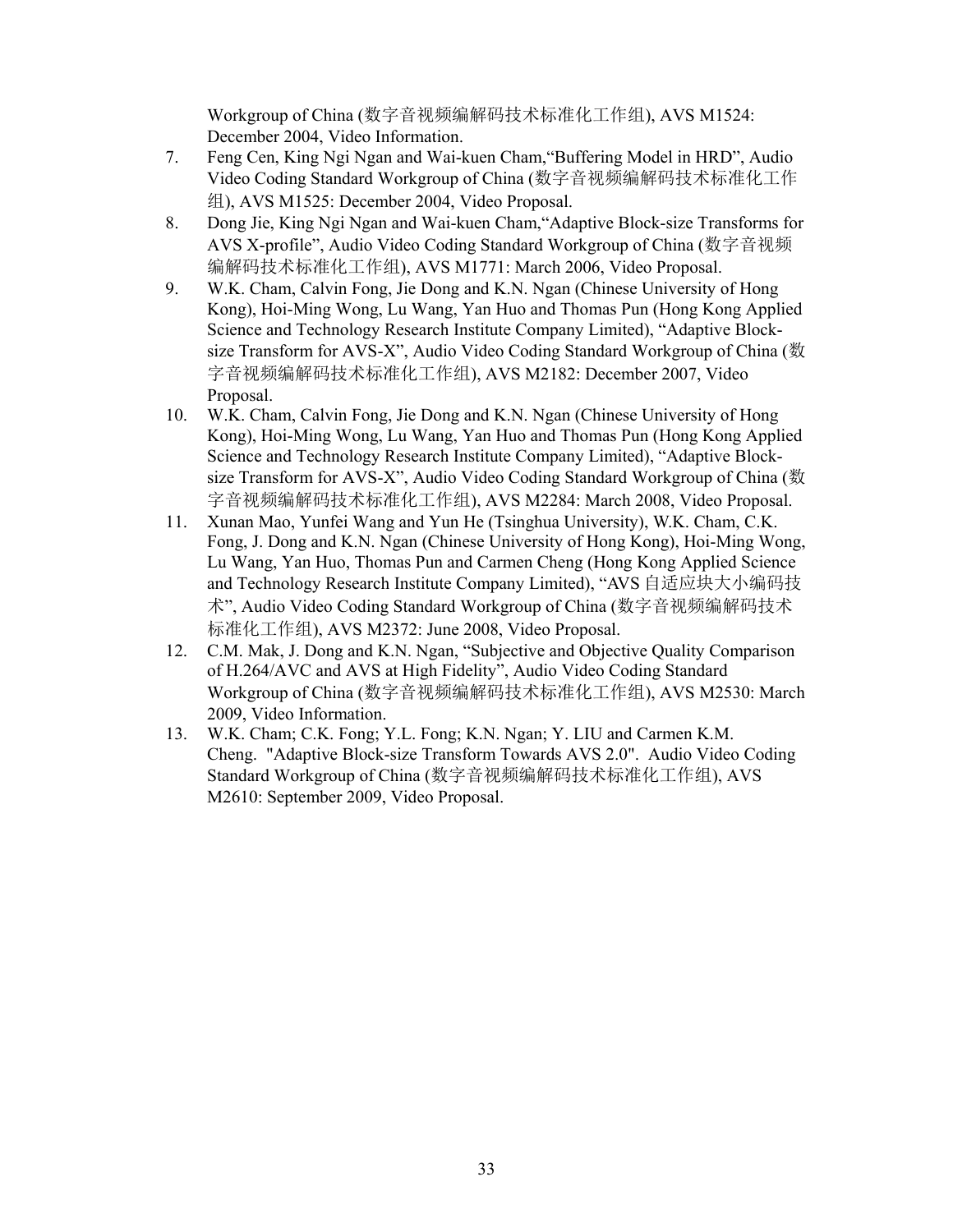Workgroup of China (数字音视频编解码技术标准化工作组), AVS M1524: December 2004, Video Information.

7. Feng Cen, King Ngi Ngan and Wai-kuen Cham,"Buffering Model in HRD", Audio Video Coding Standard Workgroup of China (数字音视频编解码技术标准化工作组), AVS M1525: December 2004, Video Proposal.
8. Dong Jie, King Ngi Ngan and Wai-kuen Cham,"Adaptive Block-size Transforms for AVS X-profile", Audio Video Coding Standard Workgroup of China (数字音视频编解码技术标准化工作组), AVS M1771: March 2006, Video Proposal.
9. W.K. Cham, Calvin Fong, Jie Dong and K.N. Ngan (Chinese University of Hong Kong), Hoi-Ming Wong, Lu Wang, Yan Huo and Thomas Pun (Hong Kong Applied Science and Technology Research Institute Company Limited), "Adaptive Block-size Transform for AVS-X", Audio Video Coding Standard Workgroup of China (数字音视频编解码技术标准化工作组), AVS M2182: December 2007, Video Proposal.
10. W.K. Cham, Calvin Fong, Jie Dong and K.N. Ngan (Chinese University of Hong Kong), Hoi-Ming Wong, Lu Wang, Yan Huo and Thomas Pun (Hong Kong Applied Science and Technology Research Institute Company Limited), "Adaptive Block-size Transform for AVS-X", Audio Video Coding Standard Workgroup of China (数字音视频编解码技术标准化工作组), AVS M2284: March 2008, Video Proposal.
11. Xunan Mao, Yunfei Wang and Yun He (Tsinghua University), W.K. Cham, C.K. Fong, J. Dong and K.N. Ngan (Chinese University of Hong Kong), Hoi-Ming Wong, Lu Wang, Yan Huo, Thomas Pun and Carmen Cheng (Hong Kong Applied Science and Technology Research Institute Company Limited), "AVS 自适应块大小编码技术", Audio Video Coding Standard Workgroup of China (数字音视频编解码技术标准化工作组), AVS M2372: June 2008, Video Proposal.
12. C.M. Mak, J. Dong and K.N. Ngan, "Subjective and Objective Quality Comparison of H.264/AVC and AVS at High Fidelity", Audio Video Coding Standard Workgroup of China (数字音视频编解码技术标准化工作组), AVS M2530: March 2009, Video Information.
13. W.K. Cham; C.K. Fong; Y.L. Fong; K.N. Ngan; Y. LIU and Carmen K.M. Cheng. "Adaptive Block-size Transform Towards AVS 2.0". Audio Video Coding Standard Workgroup of China (数字音视频编解码技术标准化工作组), AVS M2610: September 2009, Video Proposal.